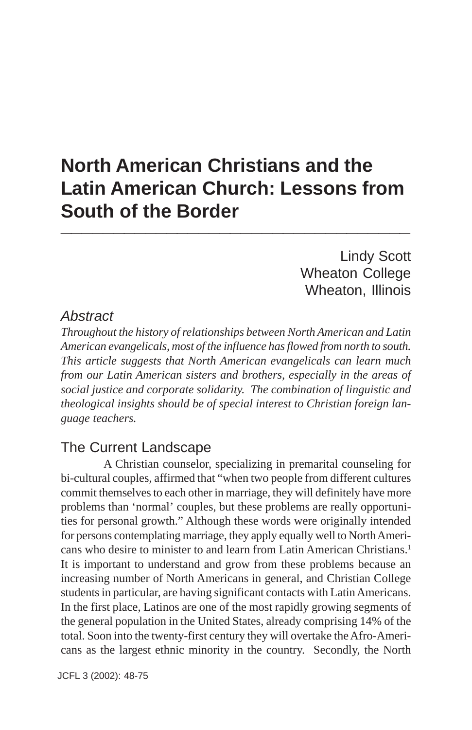# North American Christians and the Latin American Church: Lessons from South of the Border

Lindy Scott
Wheaton College
Wheaton, Illinois

## *Abstract*

*Throughout the history of relationships between North American and Latin American evangelicals, most of the influence has flowed from north to south. This article suggests that North American evangelicals can learn much from our Latin American sisters and brothers, especially in the areas of social justice and corporate solidarity. The combination of linguistic and theological insights should be of special interest to Christian foreign language teachers.*

## The Current Landscape

A Christian counselor, specializing in premarital counseling for bi-cultural couples, affirmed that "when two people from different cultures commit themselves to each other in marriage, they will definitely have more problems than 'normal' couples, but these problems are really opportunities for personal growth." Although these words were originally intended for persons contemplating marriage, they apply equally well to North Americans who desire to minister to and learn from Latin American Christians.[1] It is important to understand and grow from these problems because an increasing number of North Americans in general, and Christian College students in particular, are having significant contacts with Latin Americans. In the first place, Latinos are one of the most rapidly growing segments of the general population in the United States, already comprising 14% of the total. Soon into the twenty-first century they will overtake the Afro-Americans as the largest ethnic minority in the country. Secondly, the North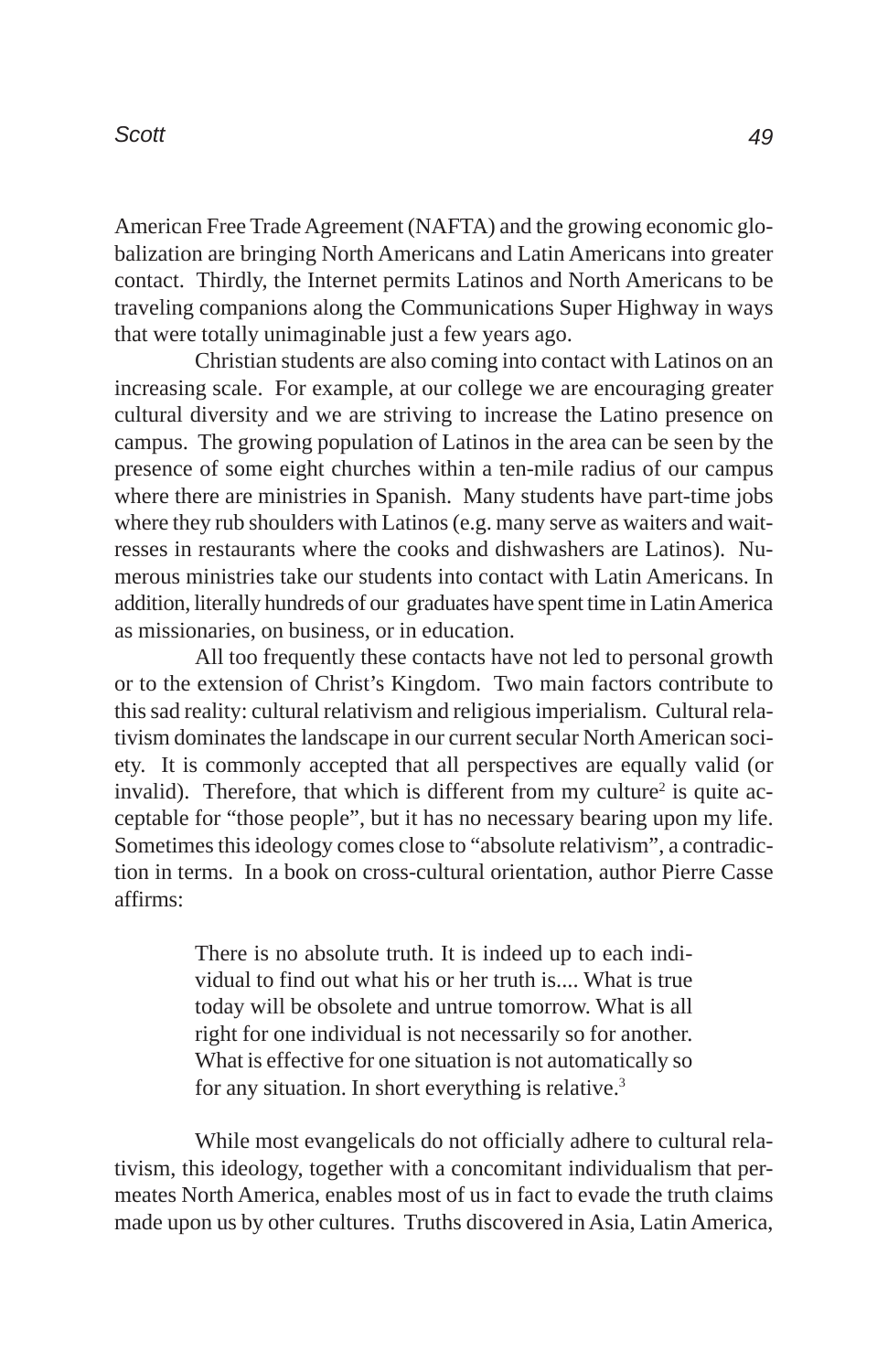American Free Trade Agreement (NAFTA) and the growing economic globalization are bringing North Americans and Latin Americans into greater contact. Thirdly, the Internet permits Latinos and North Americans to be traveling companions along the Communications Super Highway in ways that were totally unimaginable just a few years ago.

Christian students are also coming into contact with Latinos on an increasing scale. For example, at our college we are encouraging greater cultural diversity and we are striving to increase the Latino presence on campus. The growing population of Latinos in the area can be seen by the presence of some eight churches within a ten-mile radius of our campus where there are ministries in Spanish. Many students have part-time jobs where they rub shoulders with Latinos (e.g. many serve as waiters and waitresses in restaurants where the cooks and dishwashers are Latinos). Numerous ministries take our students into contact with Latin Americans. In addition, literally hundreds of our graduates have spent time in Latin America as missionaries, on business, or in education.

All too frequently these contacts have not led to personal growth or to the extension of Christ's Kingdom. Two main factors contribute to this sad reality: cultural relativism and religious imperialism. Cultural relativism dominates the landscape in our current secular North American society. It is commonly accepted that all perspectives are equally valid (or invalid). Therefore, that which is different from my culture[2] is quite acceptable for "those people", but it has no necessary bearing upon my life. Sometimes this ideology comes close to "absolute relativism", a contradiction in terms. In a book on cross-cultural orientation, author Pierre Casse affirms:

> There is no absolute truth. It is indeed up to each individual to find out what his or her truth is.... What is true today will be obsolete and untrue tomorrow. What is all right for one individual is not necessarily so for another. What is effective for one situation is not automatically so for any situation. In short everything is relative.[3]

While most evangelicals do not officially adhere to cultural relativism, this ideology, together with a concomitant individualism that permeates North America, enables most of us in fact to evade the truth claims made upon us by other cultures. Truths discovered in Asia, Latin America,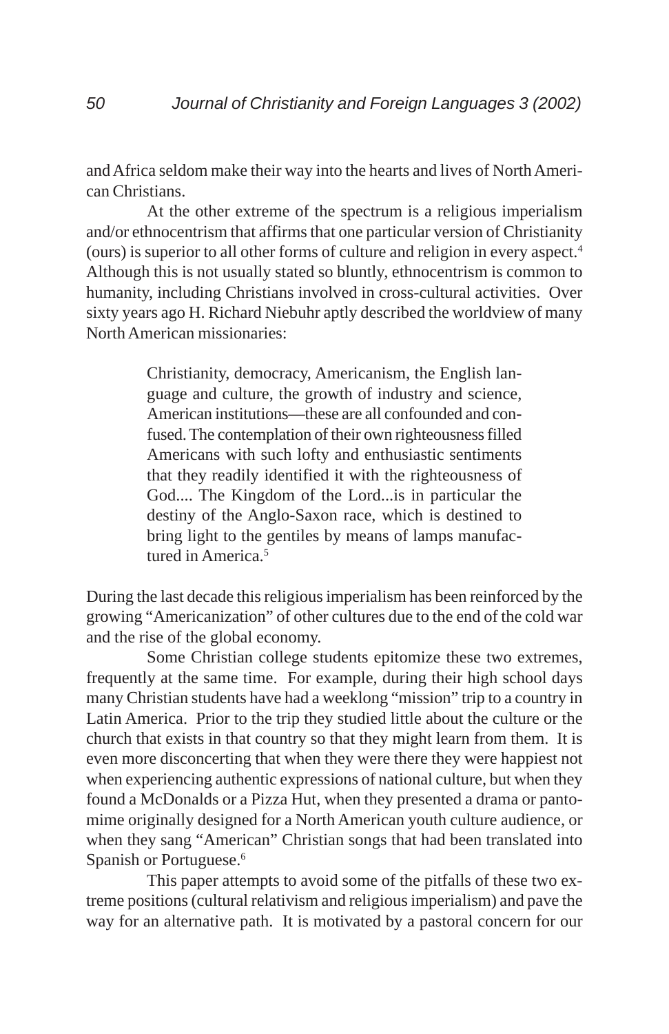and Africa seldom make their way into the hearts and lives of North American Christians.

At the other extreme of the spectrum is a religious imperialism and/or ethnocentrism that affirms that one particular version of Christianity (ours) is superior to all other forms of culture and religion in every aspect.[4] Although this is not usually stated so bluntly, ethnocentrism is common to humanity, including Christians involved in cross-cultural activities. Over sixty years ago H. Richard Niebuhr aptly described the worldview of many North American missionaries:

> Christianity, democracy, Americanism, the English language and culture, the growth of industry and science, American institutions—these are all confounded and confused. The contemplation of their own righteousness filled Americans with such lofty and enthusiastic sentiments that they readily identified it with the righteousness of God.... The Kingdom of the Lord...is in particular the destiny of the Anglo-Saxon race, which is destined to bring light to the gentiles by means of lamps manufactured in America.[5]

During the last decade this religious imperialism has been reinforced by the growing "Americanization" of other cultures due to the end of the cold war and the rise of the global economy.

Some Christian college students epitomize these two extremes, frequently at the same time. For example, during their high school days many Christian students have had a weeklong "mission" trip to a country in Latin America. Prior to the trip they studied little about the culture or the church that exists in that country so that they might learn from them. It is even more disconcerting that when they were there they were happiest not when experiencing authentic expressions of national culture, but when they found a McDonalds or a Pizza Hut, when they presented a drama or pantomime originally designed for a North American youth culture audience, or when they sang "American" Christian songs that had been translated into Spanish or Portuguese.[6]

This paper attempts to avoid some of the pitfalls of these two extreme positions (cultural relativism and religious imperialism) and pave the way for an alternative path. It is motivated by a pastoral concern for our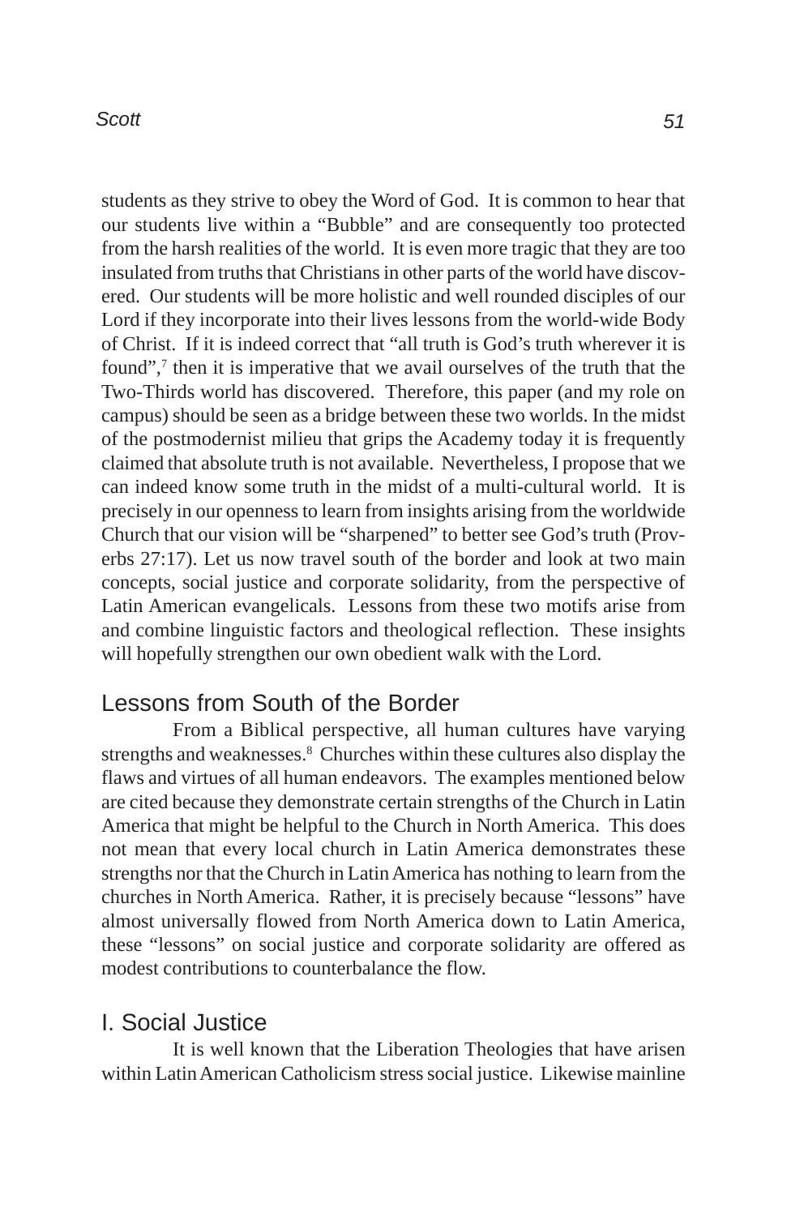students as they strive to obey the Word of God. It is common to hear that our students live within a "Bubble" and are consequently too protected from the harsh realities of the world. It is even more tragic that they are too insulated from truths that Christians in other parts of the world have discovered. Our students will be more holistic and well rounded disciples of our Lord if they incorporate into their lives lessons from the world-wide Body of Christ. If it is indeed correct that "all truth is God's truth wherever it is found",[7] then it is imperative that we avail ourselves of the truth that the Two-Thirds world has discovered. Therefore, this paper (and my role on campus) should be seen as a bridge between these two worlds. In the midst of the postmodernist milieu that grips the Academy today it is frequently claimed that absolute truth is not available. Nevertheless, I propose that we can indeed know some truth in the midst of a multi-cultural world. It is precisely in our openness to learn from insights arising from the worldwide Church that our vision will be "sharpened" to better see God's truth (Proverbs 27:17). Let us now travel south of the border and look at two main concepts, social justice and corporate solidarity, from the perspective of Latin American evangelicals. Lessons from these two motifs arise from and combine linguistic factors and theological reflection. These insights will hopefully strengthen our own obedient walk with the Lord.

## Lessons from South of the Border

From a Biblical perspective, all human cultures have varying strengths and weaknesses.[8] Churches within these cultures also display the flaws and virtues of all human endeavors. The examples mentioned below are cited because they demonstrate certain strengths of the Church in Latin America that might be helpful to the Church in North America. This does not mean that every local church in Latin America demonstrates these strengths nor that the Church in Latin America has nothing to learn from the churches in North America. Rather, it is precisely because "lessons" have almost universally flowed from North America down to Latin America, these "lessons" on social justice and corporate solidarity are offered as modest contributions to counterbalance the flow.

## I. Social Justice

It is well known that the Liberation Theologies that have arisen within Latin American Catholicism stress social justice. Likewise mainline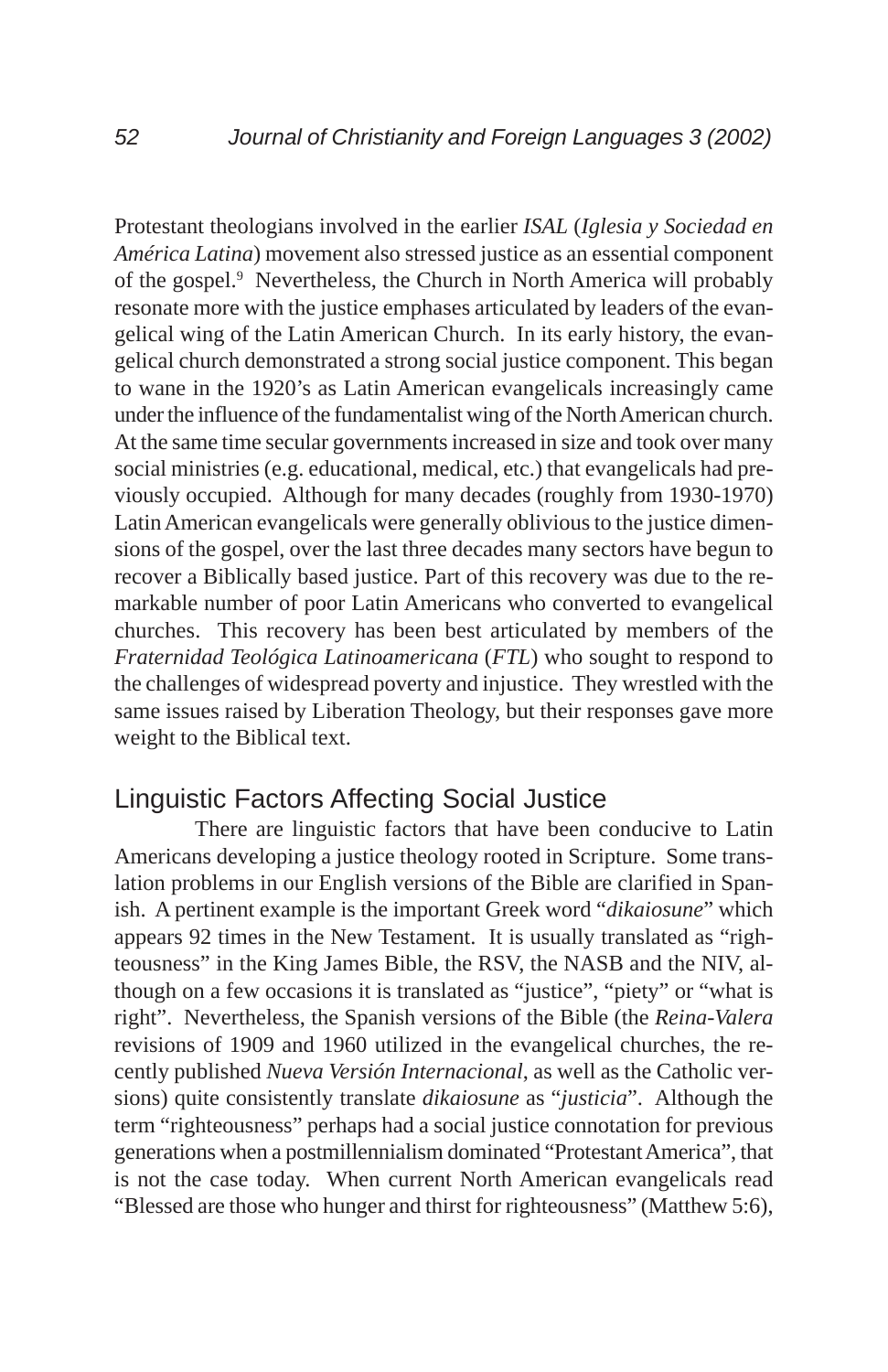Protestant theologians involved in the earlier *ISAL* (*Iglesia y Sociedad en América Latina*) movement also stressed justice as an essential component of the gospel.[9] Nevertheless, the Church in North America will probably resonate more with the justice emphases articulated by leaders of the evangelical wing of the Latin American Church. In its early history, the evangelical church demonstrated a strong social justice component. This began to wane in the 1920's as Latin American evangelicals increasingly came under the influence of the fundamentalist wing of the North American church. At the same time secular governments increased in size and took over many social ministries (e.g. educational, medical, etc.) that evangelicals had previously occupied. Although for many decades (roughly from 1930-1970) Latin American evangelicals were generally oblivious to the justice dimensions of the gospel, over the last three decades many sectors have begun to recover a Biblically based justice. Part of this recovery was due to the remarkable number of poor Latin Americans who converted to evangelical churches. This recovery has been best articulated by members of the *Fraternidad Teológica Latinoamericana* (*FTL*) who sought to respond to the challenges of widespread poverty and injustice. They wrestled with the same issues raised by Liberation Theology, but their responses gave more weight to the Biblical text.

## Linguistic Factors Affecting Social Justice

There are linguistic factors that have been conducive to Latin Americans developing a justice theology rooted in Scripture. Some translation problems in our English versions of the Bible are clarified in Spanish. A pertinent example is the important Greek word "*dikaiosune*" which appears 92 times in the New Testament. It is usually translated as "righteousness" in the King James Bible, the RSV, the NASB and the NIV, although on a few occasions it is translated as "justice", "piety" or "what is right". Nevertheless, the Spanish versions of the Bible (the *Reina-Valera* revisions of 1909 and 1960 utilized in the evangelical churches, the recently published *Nueva Versión Internacional*, as well as the Catholic versions) quite consistently translate *dikaiosune* as "*justicia*". Although the term "righteousness" perhaps had a social justice connotation for previous generations when a postmillennialism dominated "Protestant America", that is not the case today. When current North American evangelicals read "Blessed are those who hunger and thirst for righteousness" (Matthew 5:6),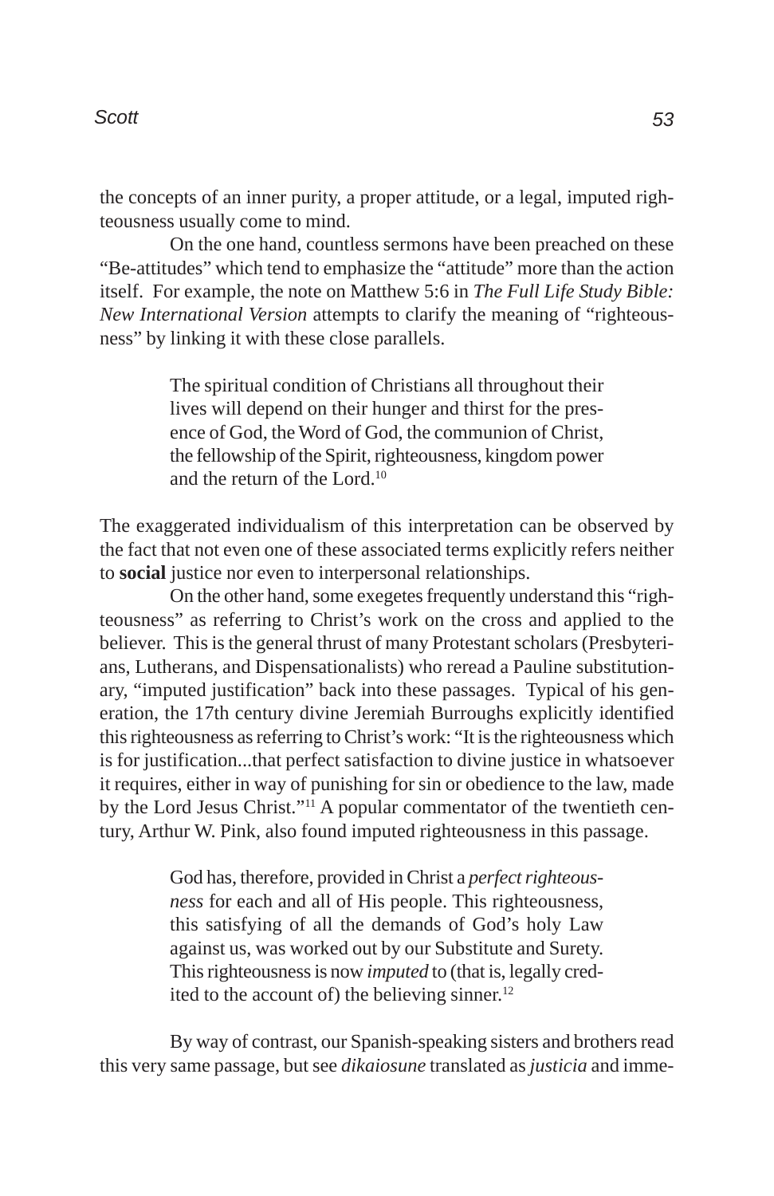the concepts of an inner purity, a proper attitude, or a legal, imputed righteousness usually come to mind.

On the one hand, countless sermons have been preached on these "Be-attitudes" which tend to emphasize the "attitude" more than the action itself. For example, the note on Matthew 5:6 in *The Full Life Study Bible: New International Version* attempts to clarify the meaning of "righteousness" by linking it with these close parallels.

> The spiritual condition of Christians all throughout their lives will depend on their hunger and thirst for the presence of God, the Word of God, the communion of Christ, the fellowship of the Spirit, righteousness, kingdom power and the return of the Lord.[10]

The exaggerated individualism of this interpretation can be observed by the fact that not even one of these associated terms explicitly refers neither to **social** justice nor even to interpersonal relationships.

On the other hand, some exegetes frequently understand this "righteousness" as referring to Christ's work on the cross and applied to the believer. This is the general thrust of many Protestant scholars (Presbyterians, Lutherans, and Dispensationalists) who reread a Pauline substitutionary, "imputed justification" back into these passages. Typical of his generation, the 17th century divine Jeremiah Burroughs explicitly identified this righteousness as referring to Christ's work: "It is the righteousness which is for justification...that perfect satisfaction to divine justice in whatsoever it requires, either in way of punishing for sin or obedience to the law, made by the Lord Jesus Christ."[11] A popular commentator of the twentieth century, Arthur W. Pink, also found imputed righteousness in this passage.

> God has, therefore, provided in Christ a *perfect righteousness* for each and all of His people. This righteousness, this satisfying of all the demands of God's holy Law against us, was worked out by our Substitute and Surety. This righteousness is now *imputed* to (that is, legally credited to the account of) the believing sinner.[12]

By way of contrast, our Spanish-speaking sisters and brothers read this very same passage, but see *dikaiosune* translated as *justicia* and imme-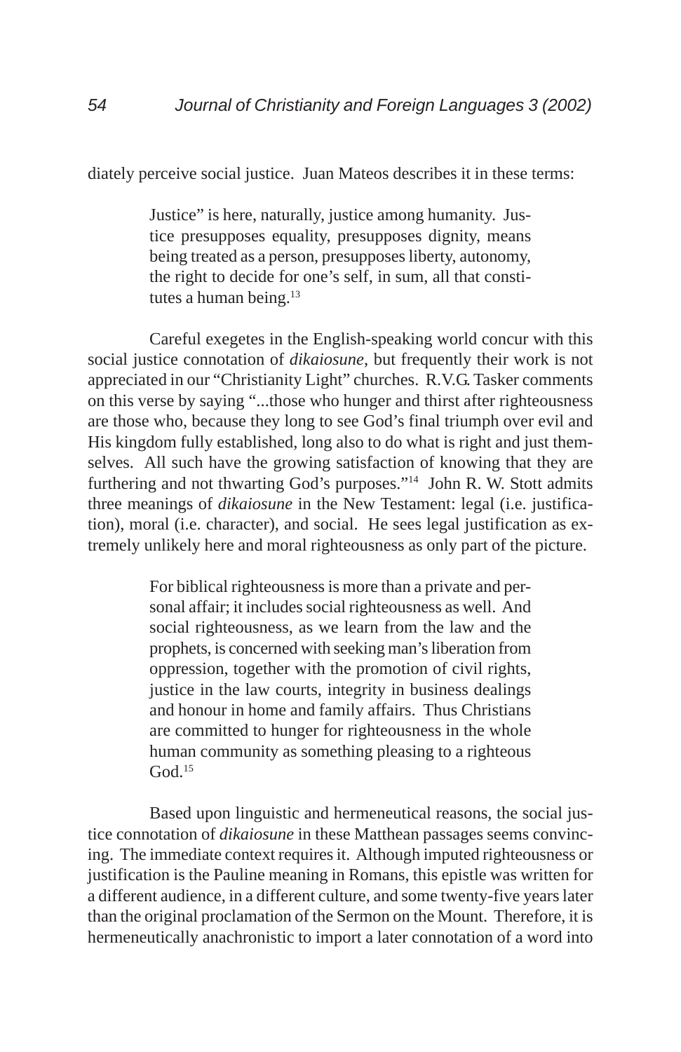diately perceive social justice. Juan Mateos describes it in these terms:

> Justice" is here, naturally, justice among humanity. Justice presupposes equality, presupposes dignity, means being treated as a person, presupposes liberty, autonomy, the right to decide for one's self, in sum, all that constitutes a human being.[13]

Careful exegetes in the English-speaking world concur with this social justice connotation of *dikaiosune*, but frequently their work is not appreciated in our "Christianity Light" churches. R.V.G. Tasker comments on this verse by saying "...those who hunger and thirst after righteousness are those who, because they long to see God's final triumph over evil and His kingdom fully established, long also to do what is right and just themselves. All such have the growing satisfaction of knowing that they are furthering and not thwarting God's purposes."[14] John R. W. Stott admits three meanings of *dikaiosune* in the New Testament: legal (i.e. justification), moral (i.e. character), and social. He sees legal justification as extremely unlikely here and moral righteousness as only part of the picture.

> For biblical righteousness is more than a private and personal affair; it includes social righteousness as well. And social righteousness, as we learn from the law and the prophets, is concerned with seeking man's liberation from oppression, together with the promotion of civil rights, justice in the law courts, integrity in business dealings and honour in home and family affairs. Thus Christians are committed to hunger for righteousness in the whole human community as something pleasing to a righteous God.[15]

Based upon linguistic and hermeneutical reasons, the social justice connotation of *dikaiosune* in these Matthean passages seems convincing. The immediate context requires it. Although imputed righteousness or justification is the Pauline meaning in Romans, this epistle was written for a different audience, in a different culture, and some twenty-five years later than the original proclamation of the Sermon on the Mount. Therefore, it is hermeneutically anachronistic to import a later connotation of a word into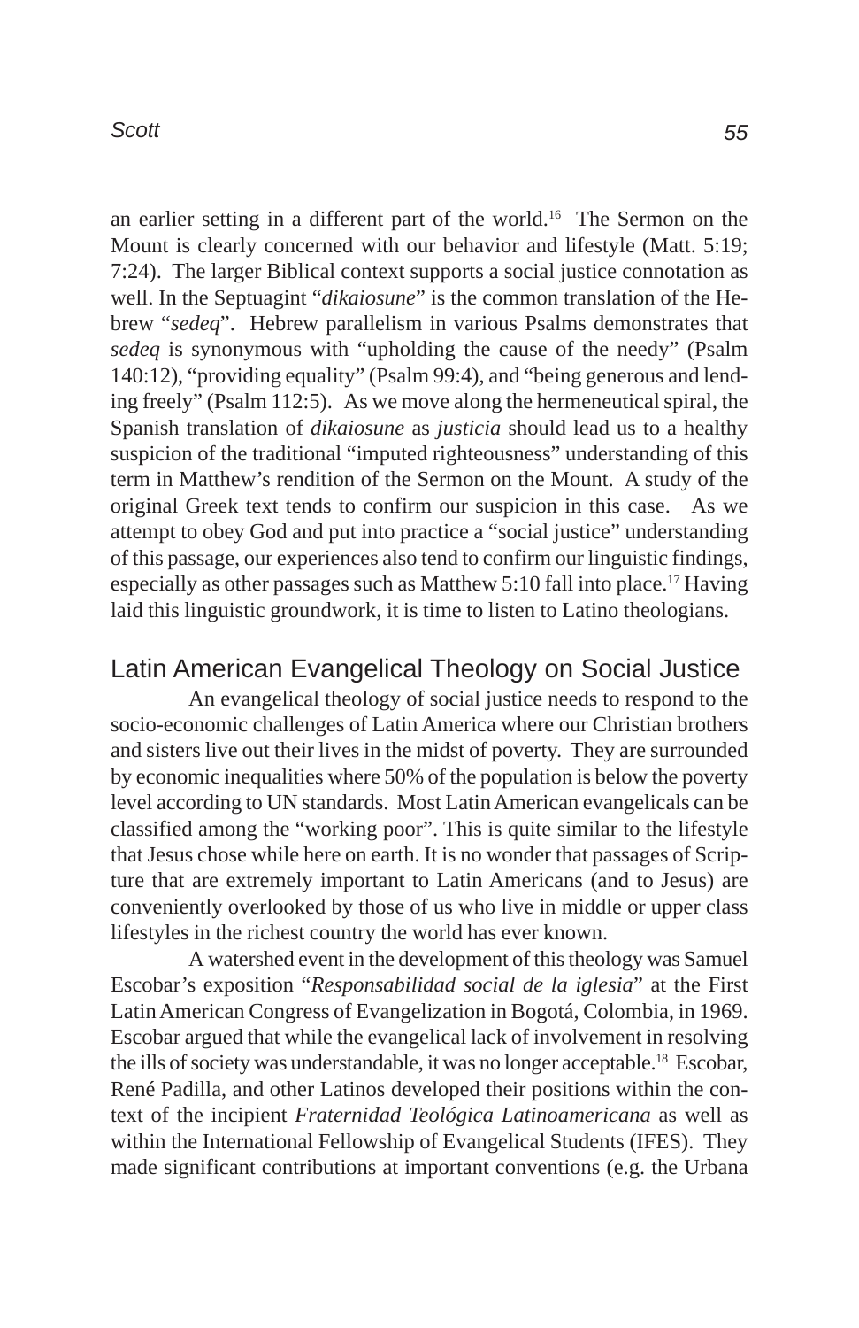an earlier setting in a different part of the world.[16] The Sermon on the Mount is clearly concerned with our behavior and lifestyle (Matt. 5:19; 7:24). The larger Biblical context supports a social justice connotation as well. In the Septuagint "*dikaiosune*" is the common translation of the Hebrew "*sedeq*". Hebrew parallelism in various Psalms demonstrates that *sedeq* is synonymous with "upholding the cause of the needy" (Psalm 140:12), "providing equality" (Psalm 99:4), and "being generous and lending freely" (Psalm 112:5). As we move along the hermeneutical spiral, the Spanish translation of *dikaiosune* as *justicia* should lead us to a healthy suspicion of the traditional "imputed righteousness" understanding of this term in Matthew's rendition of the Sermon on the Mount. A study of the original Greek text tends to confirm our suspicion in this case. As we attempt to obey God and put into practice a "social justice" understanding of this passage, our experiences also tend to confirm our linguistic findings, especially as other passages such as Matthew 5:10 fall into place.[17] Having laid this linguistic groundwork, it is time to listen to Latino theologians.

## Latin American Evangelical Theology on Social Justice

An evangelical theology of social justice needs to respond to the socio-economic challenges of Latin America where our Christian brothers and sisters live out their lives in the midst of poverty. They are surrounded by economic inequalities where 50% of the population is below the poverty level according to UN standards. Most Latin American evangelicals can be classified among the "working poor". This is quite similar to the lifestyle that Jesus chose while here on earth. It is no wonder that passages of Scripture that are extremely important to Latin Americans (and to Jesus) are conveniently overlooked by those of us who live in middle or upper class lifestyles in the richest country the world has ever known.

A watershed event in the development of this theology was Samuel Escobar's exposition "*Responsabilidad social de la iglesia*" at the First Latin American Congress of Evangelization in Bogotá, Colombia, in 1969. Escobar argued that while the evangelical lack of involvement in resolving the ills of society was understandable, it was no longer acceptable.[18] Escobar, René Padilla, and other Latinos developed their positions within the context of the incipient *Fraternidad Teológica Latinoamericana* as well as within the International Fellowship of Evangelical Students (IFES). They made significant contributions at important conventions (e.g. the Urbana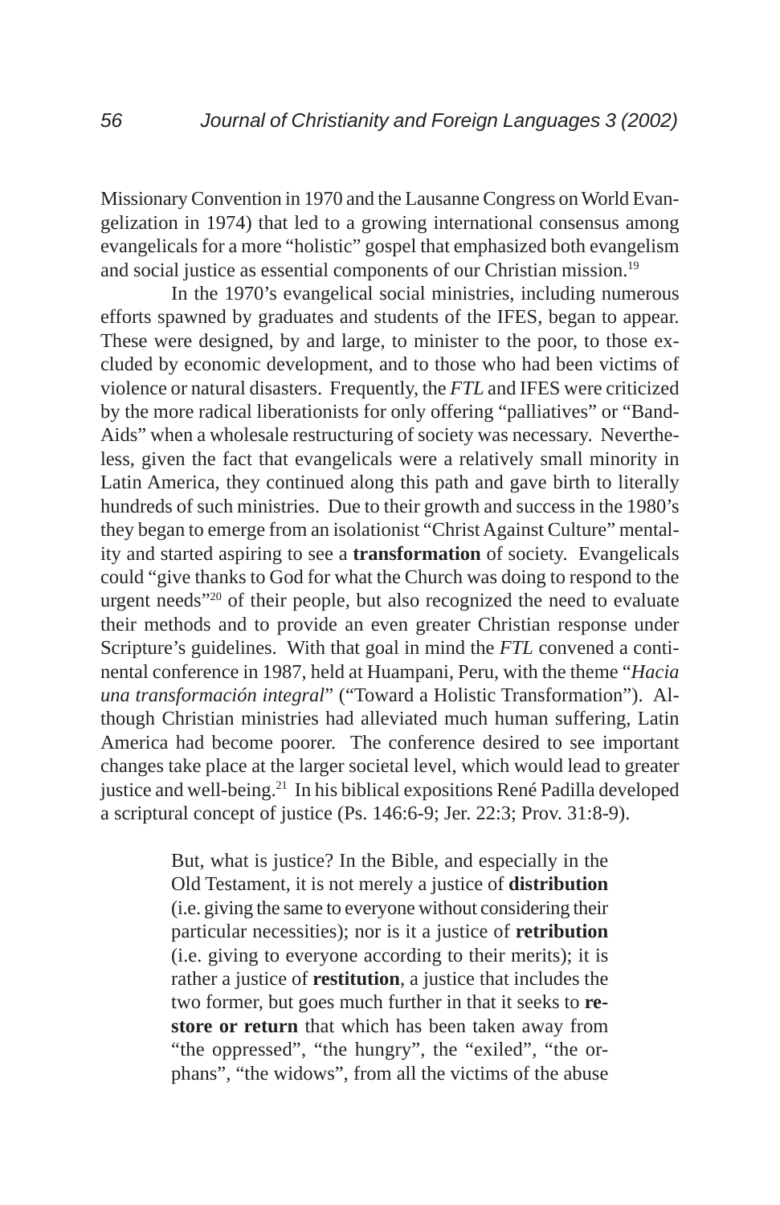Missionary Convention in 1970 and the Lausanne Congress on World Evangelization in 1974) that led to a growing international consensus among evangelicals for a more "holistic" gospel that emphasized both evangelism and social justice as essential components of our Christian mission.[19]

In the 1970's evangelical social ministries, including numerous efforts spawned by graduates and students of the IFES, began to appear. These were designed, by and large, to minister to the poor, to those excluded by economic development, and to those who had been victims of violence or natural disasters. Frequently, the *FTL* and IFES were criticized by the more radical liberationists for only offering "palliatives" or "Band-Aids" when a wholesale restructuring of society was necessary. Nevertheless, given the fact that evangelicals were a relatively small minority in Latin America, they continued along this path and gave birth to literally hundreds of such ministries. Due to their growth and success in the 1980's they began to emerge from an isolationist "Christ Against Culture" mentality and started aspiring to see a **transformation** of society. Evangelicals could "give thanks to God for what the Church was doing to respond to the urgent needs"[20] of their people, but also recognized the need to evaluate their methods and to provide an even greater Christian response under Scripture's guidelines. With that goal in mind the *FTL* convened a continental conference in 1987, held at Huampani, Peru, with the theme "*Hacia una transformación integral*" ("Toward a Holistic Transformation"). Although Christian ministries had alleviated much human suffering, Latin America had become poorer. The conference desired to see important changes take place at the larger societal level, which would lead to greater justice and well-being.[21] In his biblical expositions René Padilla developed a scriptural concept of justice (Ps. 146:6-9; Jer. 22:3; Prov. 31:8-9).

> But, what is justice? In the Bible, and especially in the Old Testament, it is not merely a justice of **distribution** (i.e. giving the same to everyone without considering their particular necessities); nor is it a justice of **retribution** (i.e. giving to everyone according to their merits); it is rather a justice of **restitution**, a justice that includes the two former, but goes much further in that it seeks to **restore or return** that which has been taken away from "the oppressed", "the hungry", the "exiled", "the orphans", "the widows", from all the victims of the abuse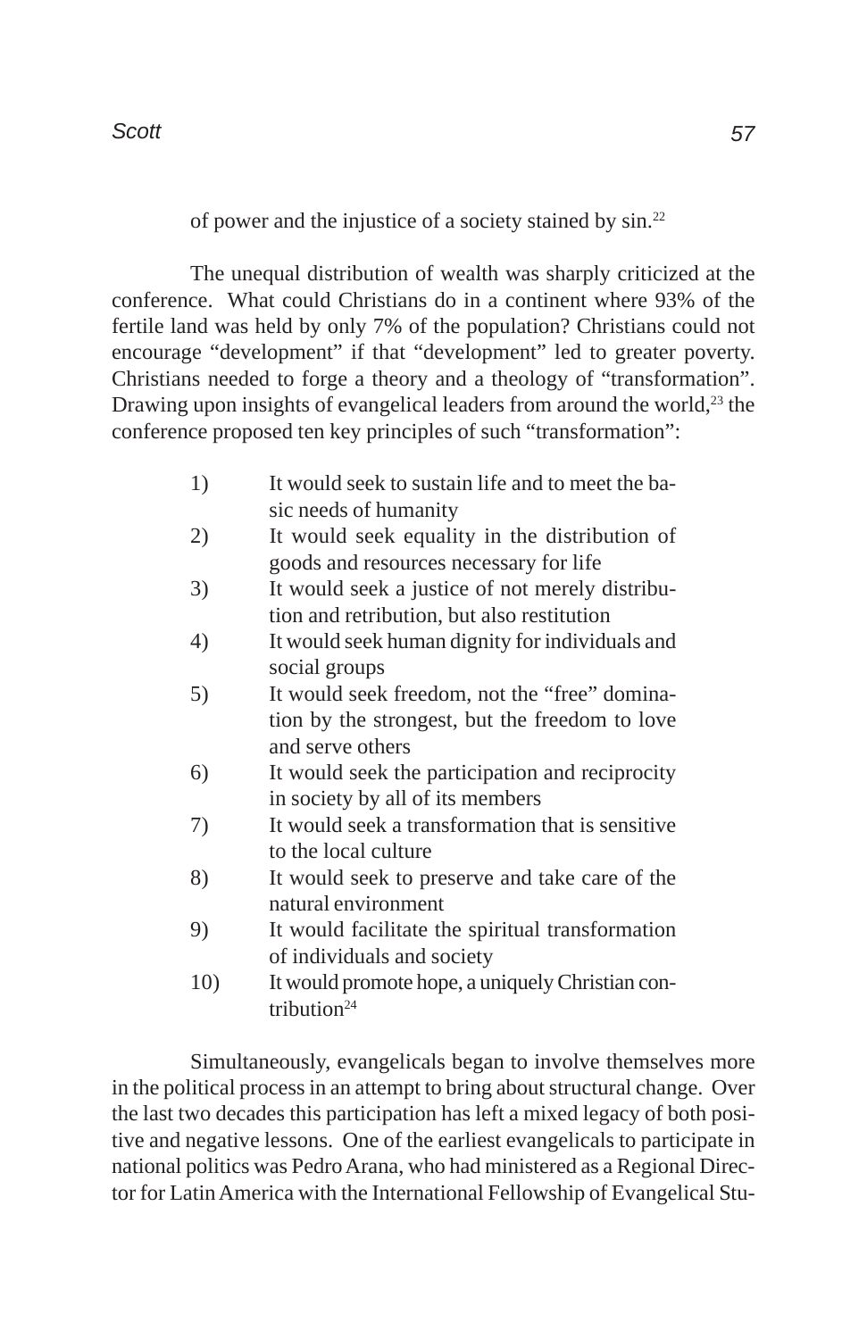of power and the injustice of a society stained by sin.[22]

The unequal distribution of wealth was sharply criticized at the conference. What could Christians do in a continent where 93% of the fertile land was held by only 7% of the population? Christians could not encourage "development" if that "development" led to greater poverty. Christians needed to forge a theory and a theology of "transformation". Drawing upon insights of evangelical leaders from around the world,[23] the conference proposed ten key principles of such "transformation":

1) It would seek to sustain life and to meet the basic needs of humanity
2) It would seek equality in the distribution of goods and resources necessary for life
3) It would seek a justice of not merely distribution and retribution, but also restitution
4) It would seek human dignity for individuals and social groups
5) It would seek freedom, not the "free" domination by the strongest, but the freedom to love and serve others
6) It would seek the participation and reciprocity in society by all of its members
7) It would seek a transformation that is sensitive to the local culture
8) It would seek to preserve and take care of the natural environment
9) It would facilitate the spiritual transformation of individuals and society
10) It would promote hope, a uniquely Christian contribution[24]

Simultaneously, evangelicals began to involve themselves more in the political process in an attempt to bring about structural change. Over the last two decades this participation has left a mixed legacy of both positive and negative lessons. One of the earliest evangelicals to participate in national politics was Pedro Arana, who had ministered as a Regional Director for Latin America with the International Fellowship of Evangelical Stu-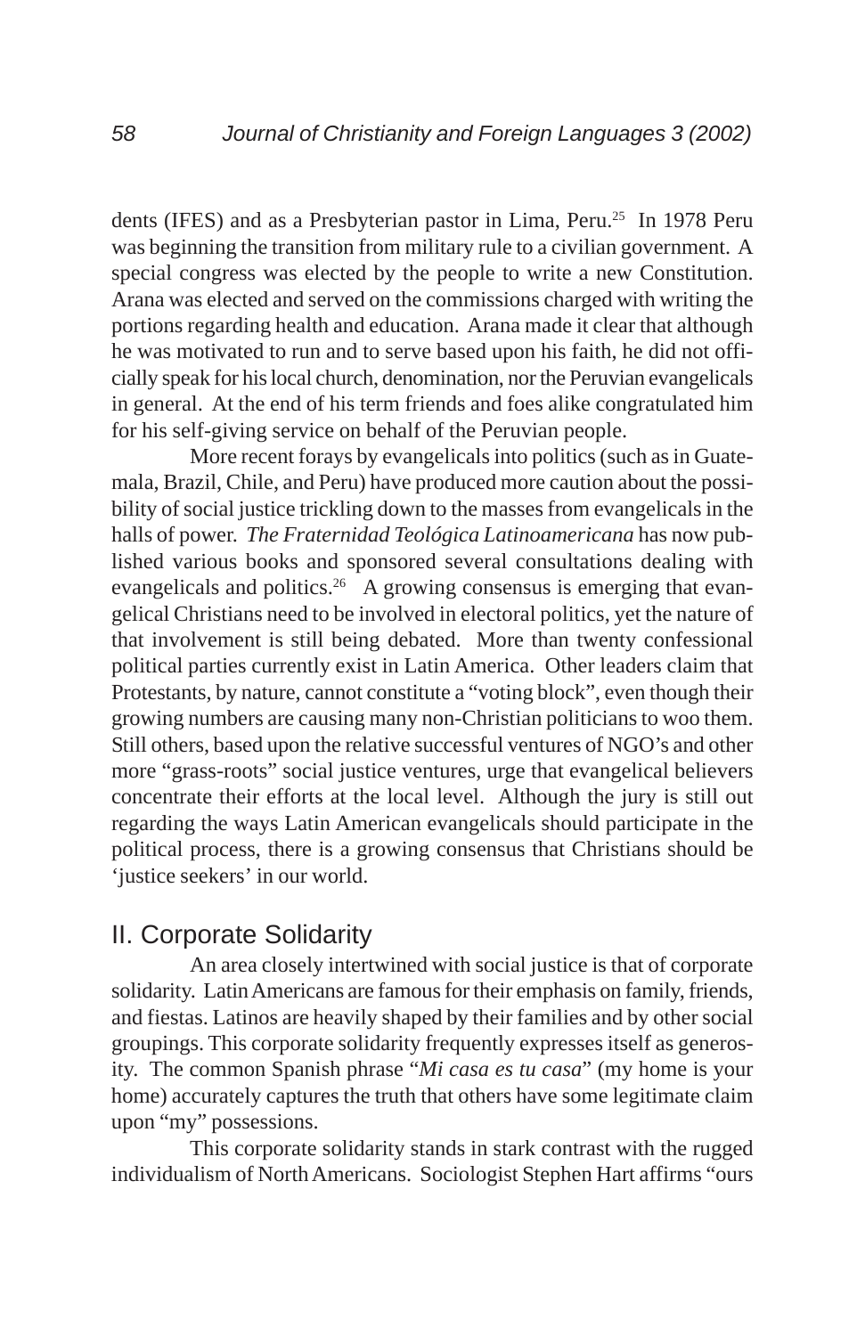dents (IFES) and as a Presbyterian pastor in Lima, Peru.[25] In 1978 Peru was beginning the transition from military rule to a civilian government. A special congress was elected by the people to write a new Constitution. Arana was elected and served on the commissions charged with writing the portions regarding health and education. Arana made it clear that although he was motivated to run and to serve based upon his faith, he did not officially speak for his local church, denomination, nor the Peruvian evangelicals in general. At the end of his term friends and foes alike congratulated him for his self-giving service on behalf of the Peruvian people.

More recent forays by evangelicals into politics (such as in Guatemala, Brazil, Chile, and Peru) have produced more caution about the possibility of social justice trickling down to the masses from evangelicals in the halls of power. *The Fraternidad Teológica Latinoamericana* has now published various books and sponsored several consultations dealing with evangelicals and politics.[26] A growing consensus is emerging that evangelical Christians need to be involved in electoral politics, yet the nature of that involvement is still being debated. More than twenty confessional political parties currently exist in Latin America. Other leaders claim that Protestants, by nature, cannot constitute a "voting block", even though their growing numbers are causing many non-Christian politicians to woo them. Still others, based upon the relative successful ventures of NGO's and other more "grass-roots" social justice ventures, urge that evangelical believers concentrate their efforts at the local level. Although the jury is still out regarding the ways Latin American evangelicals should participate in the political process, there is a growing consensus that Christians should be 'justice seekers' in our world.

## II. Corporate Solidarity

An area closely intertwined with social justice is that of corporate solidarity. Latin Americans are famous for their emphasis on family, friends, and fiestas. Latinos are heavily shaped by their families and by other social groupings. This corporate solidarity frequently expresses itself as generosity. The common Spanish phrase "*Mi casa es tu casa*" (my home is your home) accurately captures the truth that others have some legitimate claim upon "my" possessions.

This corporate solidarity stands in stark contrast with the rugged individualism of North Americans. Sociologist Stephen Hart affirms "ours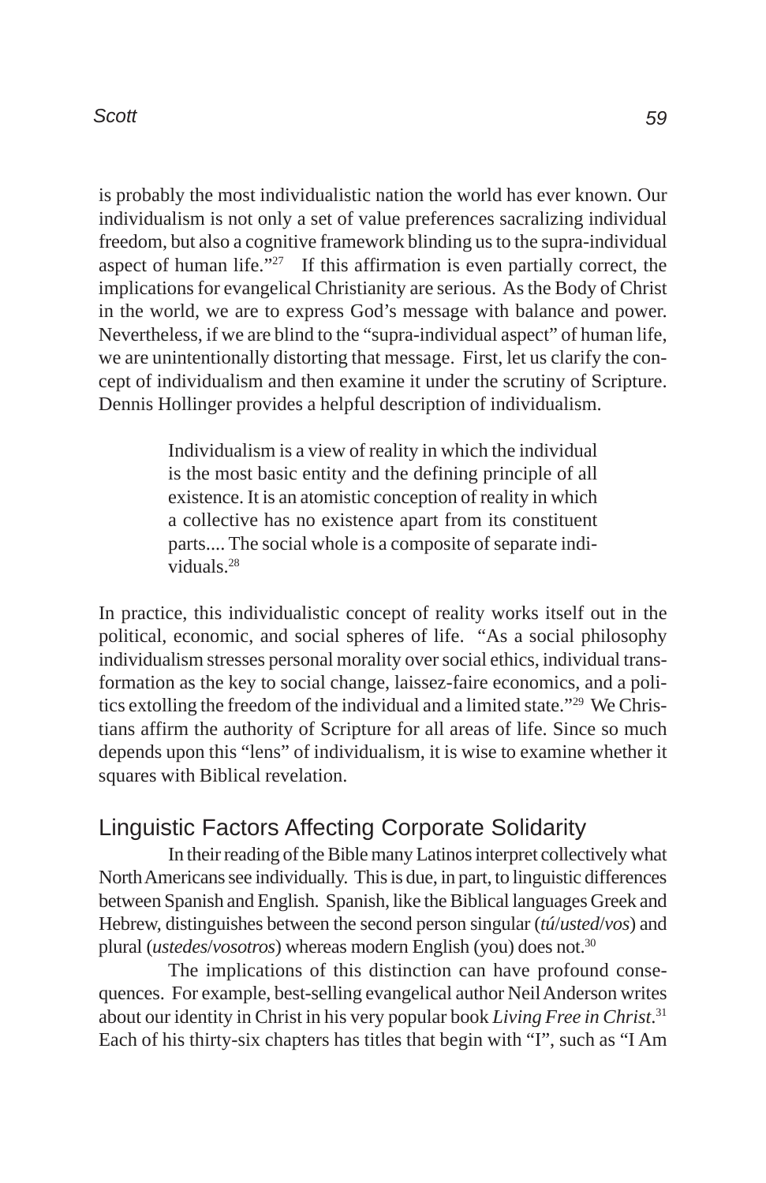is probably the most individualistic nation the world has ever known. Our individualism is not only a set of value preferences sacralizing individual freedom, but also a cognitive framework blinding us to the supra-individual aspect of human life."[27] If this affirmation is even partially correct, the implications for evangelical Christianity are serious. As the Body of Christ in the world, we are to express God's message with balance and power. Nevertheless, if we are blind to the "supra-individual aspect" of human life, we are unintentionally distorting that message. First, let us clarify the concept of individualism and then examine it under the scrutiny of Scripture. Dennis Hollinger provides a helpful description of individualism.

> Individualism is a view of reality in which the individual is the most basic entity and the defining principle of all existence. It is an atomistic conception of reality in which a collective has no existence apart from its constituent parts.... The social whole is a composite of separate individuals.[28]

In practice, this individualistic concept of reality works itself out in the political, economic, and social spheres of life. "As a social philosophy individualism stresses personal morality over social ethics, individual transformation as the key to social change, laissez-faire economics, and a politics extolling the freedom of the individual and a limited state."[29] We Christians affirm the authority of Scripture for all areas of life. Since so much depends upon this "lens" of individualism, it is wise to examine whether it squares with Biblical revelation.

## Linguistic Factors Affecting Corporate Solidarity

In their reading of the Bible many Latinos interpret collectively what North Americans see individually. This is due, in part, to linguistic differences between Spanish and English. Spanish, like the Biblical languages Greek and Hebrew, distinguishes between the second person singular (*tú*/*usted*/*vos*) and plural (*ustedes*/*vosotros*) whereas modern English (you) does not.[30]

The implications of this distinction can have profound consequences. For example, best-selling evangelical author Neil Anderson writes about our identity in Christ in his very popular book *Living Free in Christ*.[31] Each of his thirty-six chapters has titles that begin with "I", such as "I Am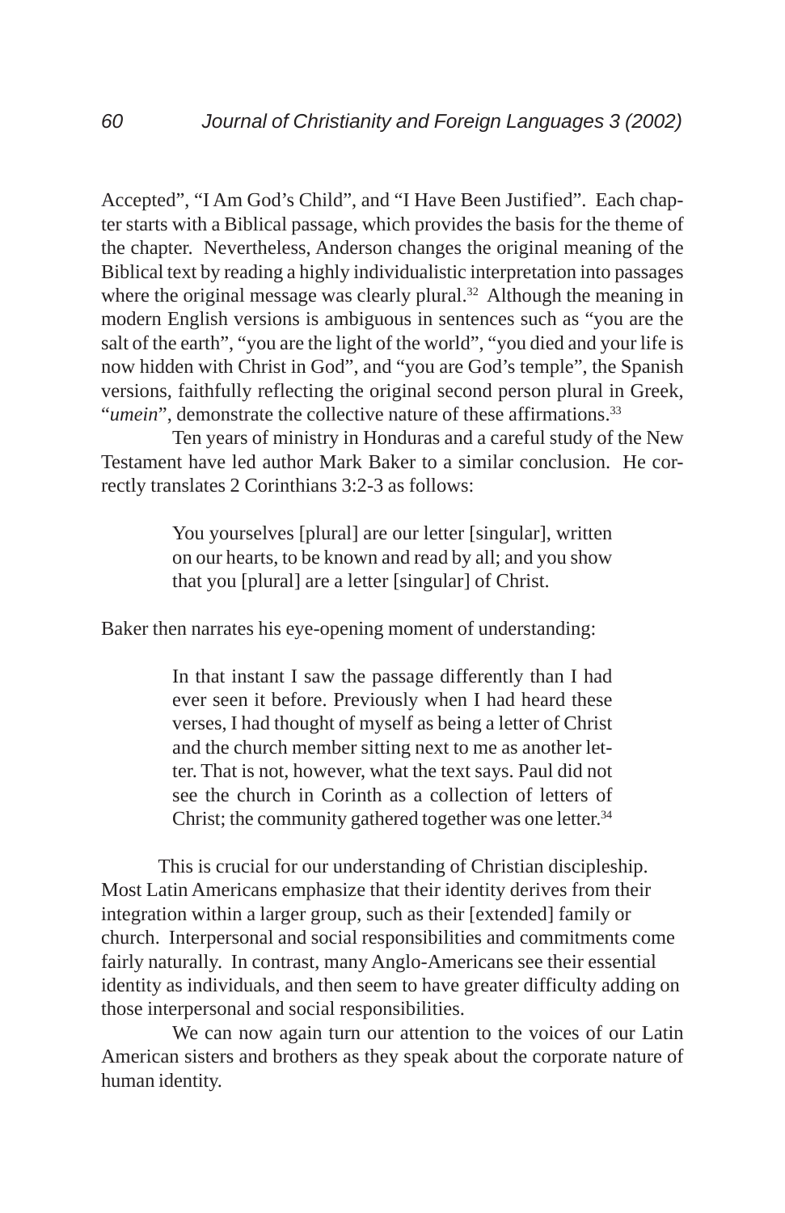Accepted", "I Am God's Child", and "I Have Been Justified". Each chapter starts with a Biblical passage, which provides the basis for the theme of the chapter. Nevertheless, Anderson changes the original meaning of the Biblical text by reading a highly individualistic interpretation into passages where the original message was clearly plural.[32] Although the meaning in modern English versions is ambiguous in sentences such as "you are the salt of the earth", "you are the light of the world", "you died and your life is now hidden with Christ in God", and "you are God's temple", the Spanish versions, faithfully reflecting the original second person plural in Greek, "*umein*", demonstrate the collective nature of these affirmations.[33]

Ten years of ministry in Honduras and a careful study of the New Testament have led author Mark Baker to a similar conclusion. He correctly translates 2 Corinthians 3:2-3 as follows:

> You yourselves [plural] are our letter [singular], written on our hearts, to be known and read by all; and you show that you [plural] are a letter [singular] of Christ.

Baker then narrates his eye-opening moment of understanding:

> In that instant I saw the passage differently than I had ever seen it before. Previously when I had heard these verses, I had thought of myself as being a letter of Christ and the church member sitting next to me as another letter. That is not, however, what the text says. Paul did not see the church in Corinth as a collection of letters of Christ; the community gathered together was one letter.[34]

This is crucial for our understanding of Christian discipleship. Most Latin Americans emphasize that their identity derives from their integration within a larger group, such as their [extended] family or church. Interpersonal and social responsibilities and commitments come fairly naturally. In contrast, many Anglo-Americans see their essential identity as individuals, and then seem to have greater difficulty adding on those interpersonal and social responsibilities.

We can now again turn our attention to the voices of our Latin American sisters and brothers as they speak about the corporate nature of human identity.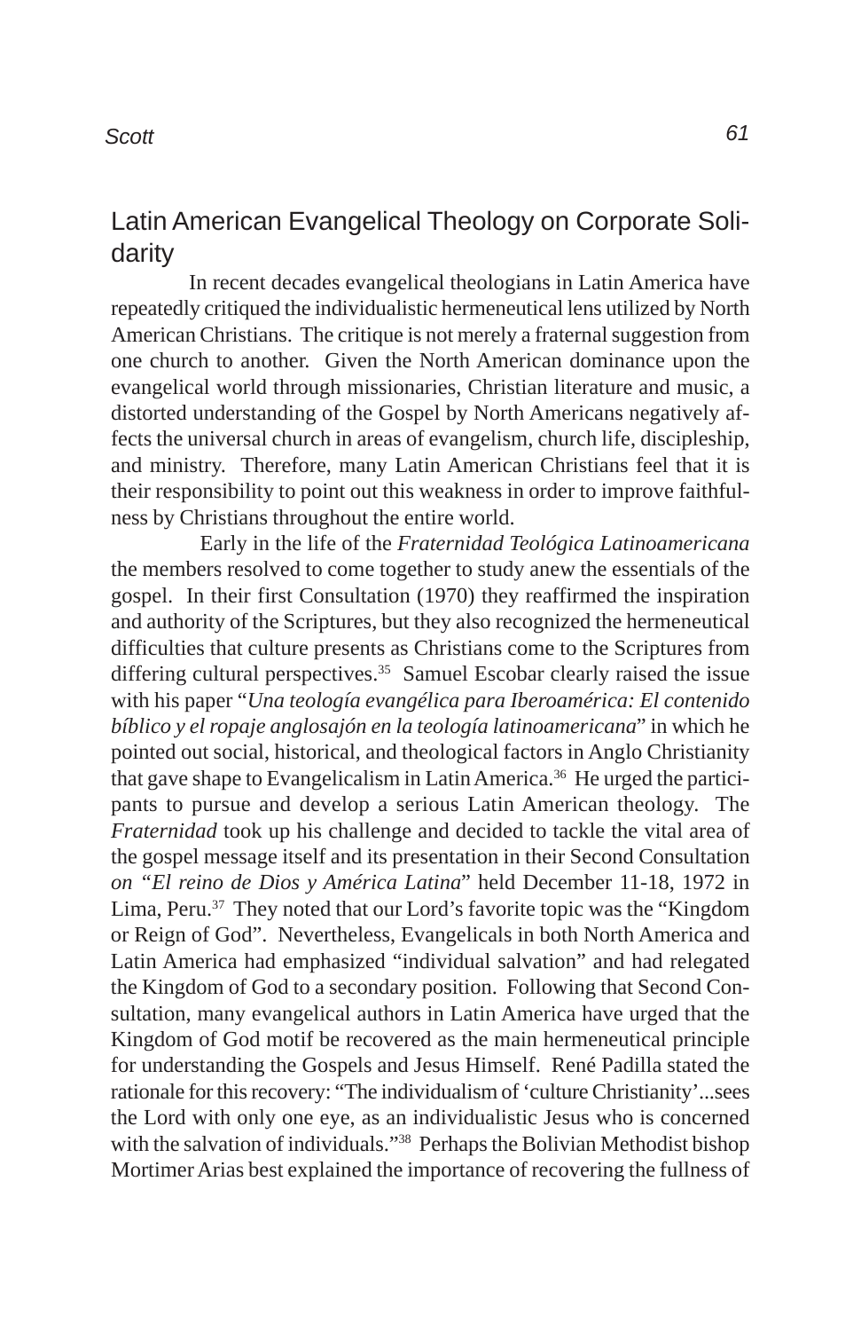## Latin American Evangelical Theology on Corporate Solidarity

In recent decades evangelical theologians in Latin America have repeatedly critiqued the individualistic hermeneutical lens utilized by North American Christians. The critique is not merely a fraternal suggestion from one church to another. Given the North American dominance upon the evangelical world through missionaries, Christian literature and music, a distorted understanding of the Gospel by North Americans negatively affects the universal church in areas of evangelism, church life, discipleship, and ministry. Therefore, many Latin American Christians feel that it is their responsibility to point out this weakness in order to improve faithfulness by Christians throughout the entire world.

Early in the life of the *Fraternidad Teológica Latinoamericana* the members resolved to come together to study anew the essentials of the gospel. In their first Consultation (1970) they reaffirmed the inspiration and authority of the Scriptures, but they also recognized the hermeneutical difficulties that culture presents as Christians come to the Scriptures from differing cultural perspectives.[35] Samuel Escobar clearly raised the issue with his paper "*Una teología evangélica para Iberoamérica: El contenido bíblico y el ropaje anglosajón en la teología latinoamericana*" in which he pointed out social, historical, and theological factors in Anglo Christianity that gave shape to Evangelicalism in Latin America.[36] He urged the participants to pursue and develop a serious Latin American theology. The *Fraternidad* took up his challenge and decided to tackle the vital area of the gospel message itself and its presentation in their Second Consultation *on "El reino de Dios y América Latina*" held December 11-18, 1972 in Lima, Peru.[37] They noted that our Lord's favorite topic was the "Kingdom or Reign of God". Nevertheless, Evangelicals in both North America and Latin America had emphasized "individual salvation" and had relegated the Kingdom of God to a secondary position. Following that Second Consultation, many evangelical authors in Latin America have urged that the Kingdom of God motif be recovered as the main hermeneutical principle for understanding the Gospels and Jesus Himself. René Padilla stated the rationale for this recovery: "The individualism of 'culture Christianity'...sees the Lord with only one eye, as an individualistic Jesus who is concerned with the salvation of individuals."[38] Perhaps the Bolivian Methodist bishop Mortimer Arias best explained the importance of recovering the fullness of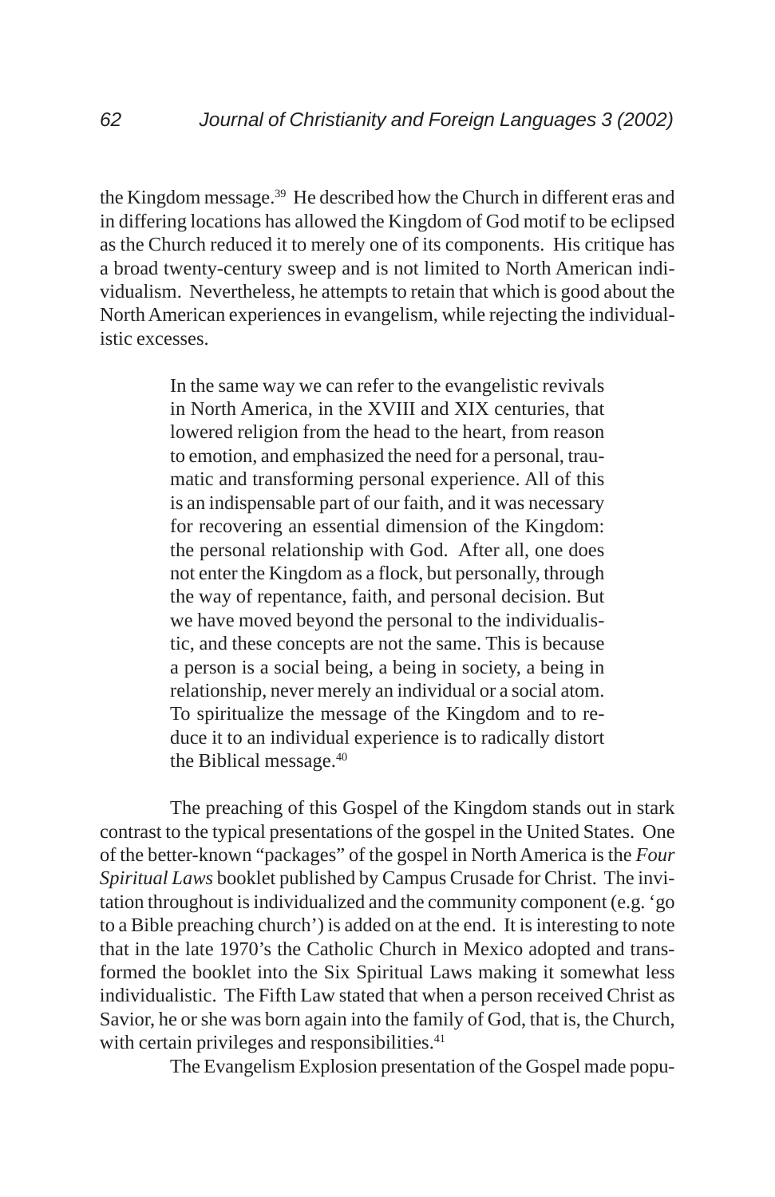the Kingdom message.[39] He described how the Church in different eras and in differing locations has allowed the Kingdom of God motif to be eclipsed as the Church reduced it to merely one of its components. His critique has a broad twenty-century sweep and is not limited to North American individualism. Nevertheless, he attempts to retain that which is good about the North American experiences in evangelism, while rejecting the individualistic excesses.

> In the same way we can refer to the evangelistic revivals in North America, in the XVIII and XIX centuries, that lowered religion from the head to the heart, from reason to emotion, and emphasized the need for a personal, traumatic and transforming personal experience. All of this is an indispensable part of our faith, and it was necessary for recovering an essential dimension of the Kingdom: the personal relationship with God. After all, one does not enter the Kingdom as a flock, but personally, through the way of repentance, faith, and personal decision. But we have moved beyond the personal to the individualistic, and these concepts are not the same. This is because a person is a social being, a being in society, a being in relationship, never merely an individual or a social atom. To spiritualize the message of the Kingdom and to reduce it to an individual experience is to radically distort the Biblical message.[40]

The preaching of this Gospel of the Kingdom stands out in stark contrast to the typical presentations of the gospel in the United States. One of the better-known "packages" of the gospel in North America is the *Four Spiritual Laws* booklet published by Campus Crusade for Christ. The invitation throughout is individualized and the community component (e.g. 'go to a Bible preaching church') is added on at the end. It is interesting to note that in the late 1970's the Catholic Church in Mexico adopted and transformed the booklet into the Six Spiritual Laws making it somewhat less individualistic. The Fifth Law stated that when a person received Christ as Savior, he or she was born again into the family of God, that is, the Church, with certain privileges and responsibilities.[41]

The Evangelism Explosion presentation of the Gospel made popu-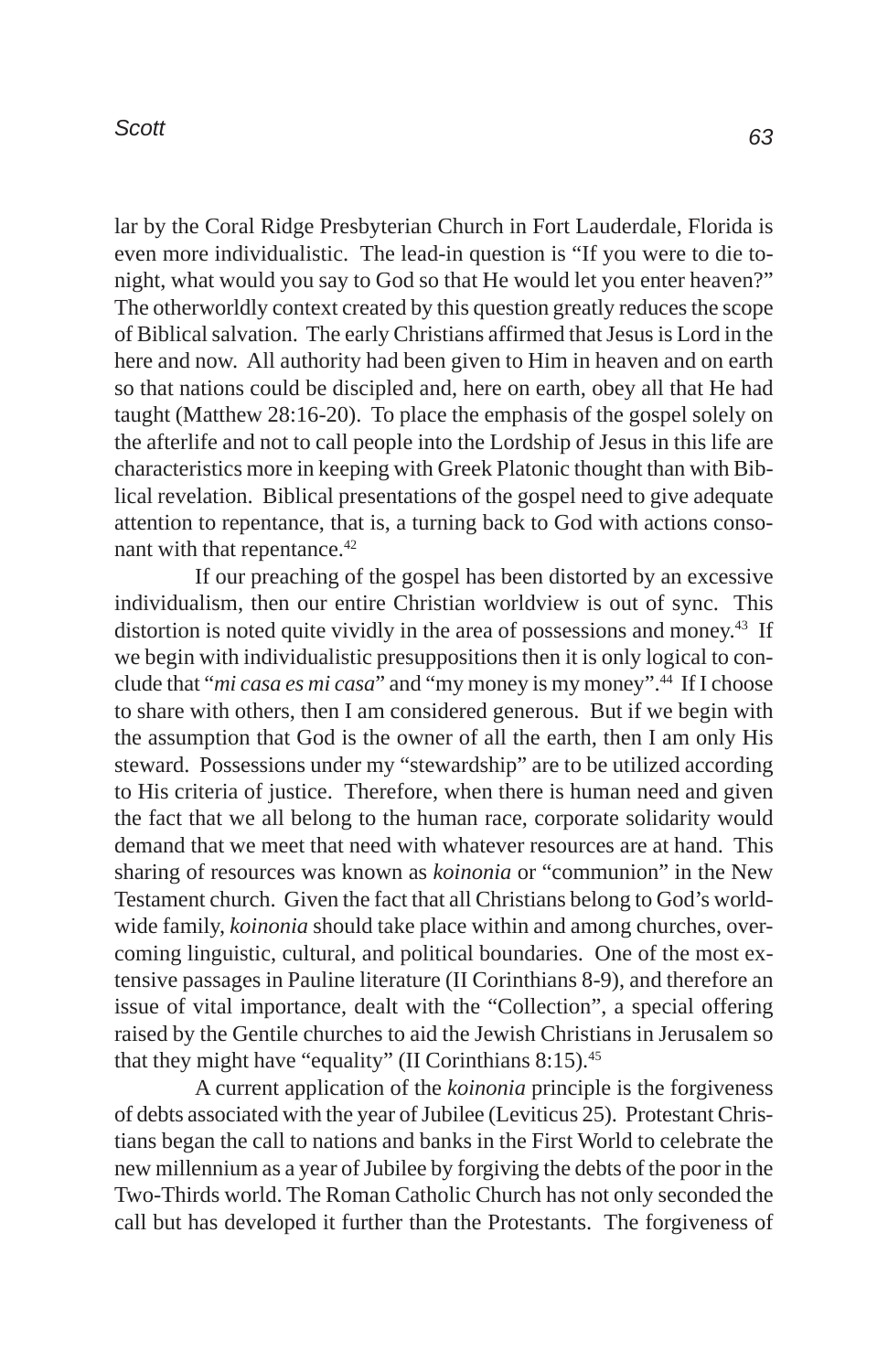lar by the Coral Ridge Presbyterian Church in Fort Lauderdale, Florida is even more individualistic. The lead-in question is "If you were to die tonight, what would you say to God so that He would let you enter heaven?" The otherworldly context created by this question greatly reduces the scope of Biblical salvation. The early Christians affirmed that Jesus is Lord in the here and now. All authority had been given to Him in heaven and on earth so that nations could be discipled and, here on earth, obey all that He had taught (Matthew 28:16-20). To place the emphasis of the gospel solely on the afterlife and not to call people into the Lordship of Jesus in this life are characteristics more in keeping with Greek Platonic thought than with Biblical revelation. Biblical presentations of the gospel need to give adequate attention to repentance, that is, a turning back to God with actions consonant with that repentance.[42]

If our preaching of the gospel has been distorted by an excessive individualism, then our entire Christian worldview is out of sync. This distortion is noted quite vividly in the area of possessions and money.[43] If we begin with individualistic presuppositions then it is only logical to conclude that "*mi casa es mi casa*" and "my money is my money".[44] If I choose to share with others, then I am considered generous. But if we begin with the assumption that God is the owner of all the earth, then I am only His steward. Possessions under my "stewardship" are to be utilized according to His criteria of justice. Therefore, when there is human need and given the fact that we all belong to the human race, corporate solidarity would demand that we meet that need with whatever resources are at hand. This sharing of resources was known as *koinonia* or "communion" in the New Testament church. Given the fact that all Christians belong to God's worldwide family, *koinonia* should take place within and among churches, overcoming linguistic, cultural, and political boundaries. One of the most extensive passages in Pauline literature (II Corinthians 8-9), and therefore an issue of vital importance, dealt with the "Collection", a special offering raised by the Gentile churches to aid the Jewish Christians in Jerusalem so that they might have "equality" (II Corinthians 8:15).[45]

A current application of the *koinonia* principle is the forgiveness of debts associated with the year of Jubilee (Leviticus 25). Protestant Christians began the call to nations and banks in the First World to celebrate the new millennium as a year of Jubilee by forgiving the debts of the poor in the Two-Thirds world. The Roman Catholic Church has not only seconded the call but has developed it further than the Protestants. The forgiveness of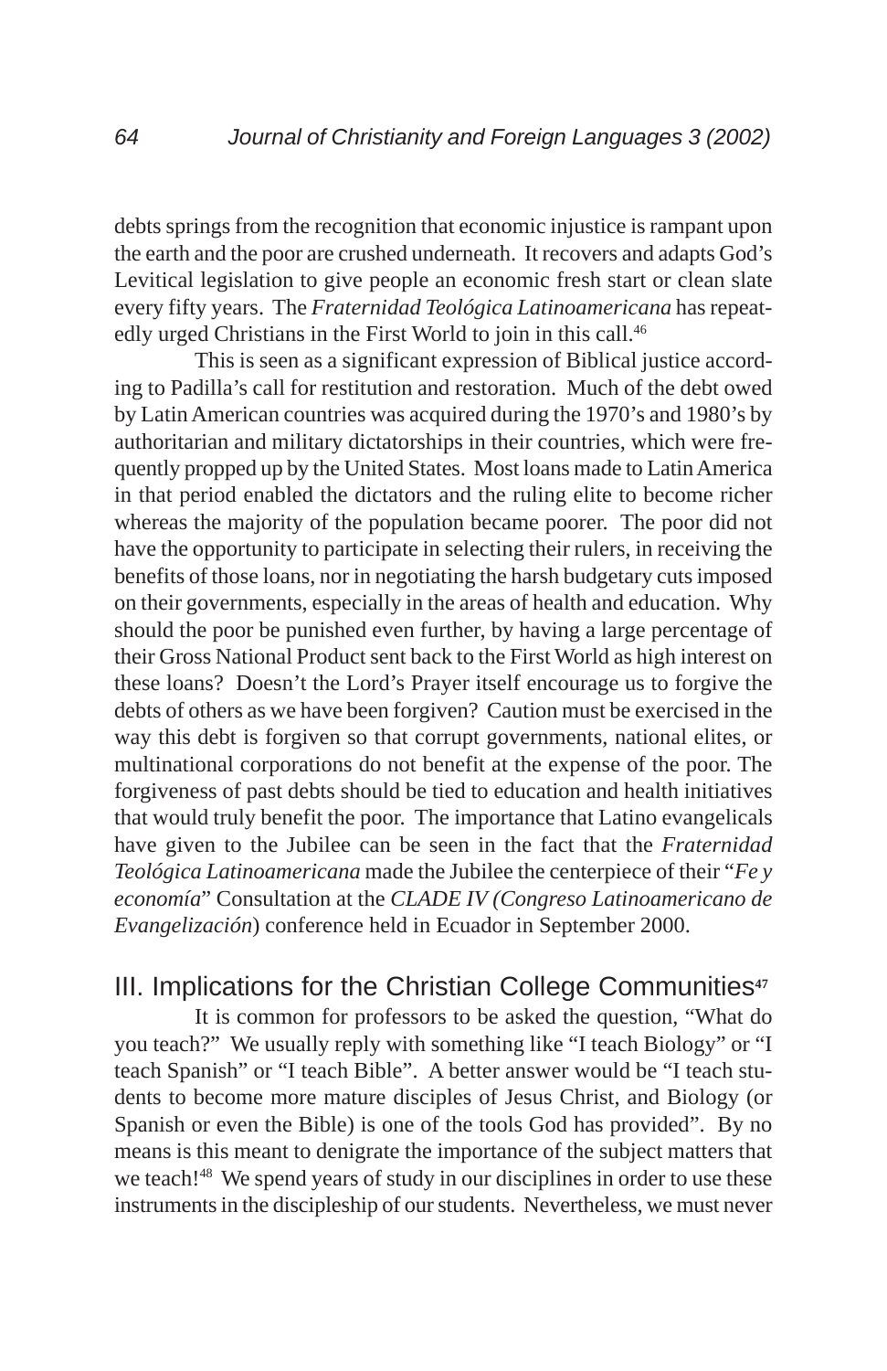debts springs from the recognition that economic injustice is rampant upon the earth and the poor are crushed underneath. It recovers and adapts God's Levitical legislation to give people an economic fresh start or clean slate every fifty years. The *Fraternidad Teológica Latinoamericana* has repeatedly urged Christians in the First World to join in this call.[46]

This is seen as a significant expression of Biblical justice according to Padilla's call for restitution and restoration. Much of the debt owed by Latin American countries was acquired during the 1970's and 1980's by authoritarian and military dictatorships in their countries, which were frequently propped up by the United States. Most loans made to Latin America in that period enabled the dictators and the ruling elite to become richer whereas the majority of the population became poorer. The poor did not have the opportunity to participate in selecting their rulers, in receiving the benefits of those loans, nor in negotiating the harsh budgetary cuts imposed on their governments, especially in the areas of health and education. Why should the poor be punished even further, by having a large percentage of their Gross National Product sent back to the First World as high interest on these loans? Doesn't the Lord's Prayer itself encourage us to forgive the debts of others as we have been forgiven? Caution must be exercised in the way this debt is forgiven so that corrupt governments, national elites, or multinational corporations do not benefit at the expense of the poor. The forgiveness of past debts should be tied to education and health initiatives that would truly benefit the poor. The importance that Latino evangelicals have given to the Jubilee can be seen in the fact that the *Fraternidad Teológica Latinoamericana* made the Jubilee the centerpiece of their "*Fe y economía*" Consultation at the *CLADE IV (Congreso Latinoamericano de Evangelización*) conference held in Ecuador in September 2000.

## III. Implications for the Christian College Communities[47]

It is common for professors to be asked the question, "What do you teach?" We usually reply with something like "I teach Biology" or "I teach Spanish" or "I teach Bible". A better answer would be "I teach students to become more mature disciples of Jesus Christ, and Biology (or Spanish or even the Bible) is one of the tools God has provided". By no means is this meant to denigrate the importance of the subject matters that we teach![48] We spend years of study in our disciplines in order to use these instruments in the discipleship of our students. Nevertheless, we must never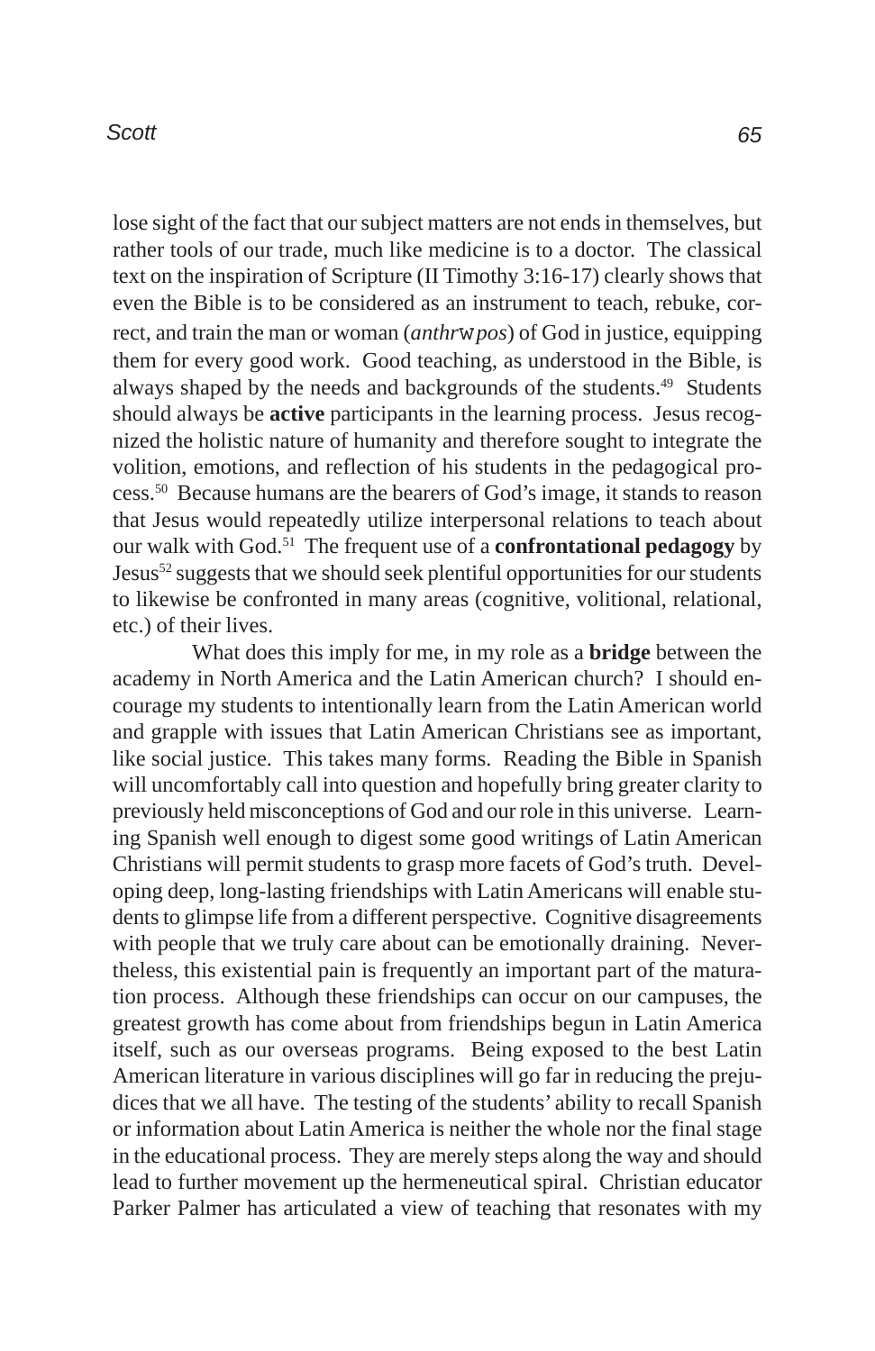lose sight of the fact that our subject matters are not ends in themselves, but rather tools of our trade, much like medicine is to a doctor. The classical text on the inspiration of Scripture (II Timothy 3:16-17) clearly shows that even the Bible is to be considered as an instrument to teach, rebuke, correct, and train the man or woman (*anthrwpos*) of God in justice, equipping them for every good work. Good teaching, as understood in the Bible, is always shaped by the needs and backgrounds of the students.[49] Students should always be **active** participants in the learning process. Jesus recognized the holistic nature of humanity and therefore sought to integrate the volition, emotions, and reflection of his students in the pedagogical process.[50] Because humans are the bearers of God's image, it stands to reason that Jesus would repeatedly utilize interpersonal relations to teach about our walk with God.[51] The frequent use of a **confrontational pedagogy** by Jesus[52] suggests that we should seek plentiful opportunities for our students to likewise be confronted in many areas (cognitive, volitional, relational, etc.) of their lives.

What does this imply for me, in my role as a **bridge** between the academy in North America and the Latin American church? I should encourage my students to intentionally learn from the Latin American world and grapple with issues that Latin American Christians see as important, like social justice. This takes many forms. Reading the Bible in Spanish will uncomfortably call into question and hopefully bring greater clarity to previously held misconceptions of God and our role in this universe. Learning Spanish well enough to digest some good writings of Latin American Christians will permit students to grasp more facets of God's truth. Developing deep, long-lasting friendships with Latin Americans will enable students to glimpse life from a different perspective. Cognitive disagreements with people that we truly care about can be emotionally draining. Nevertheless, this existential pain is frequently an important part of the maturation process. Although these friendships can occur on our campuses, the greatest growth has come about from friendships begun in Latin America itself, such as our overseas programs. Being exposed to the best Latin American literature in various disciplines will go far in reducing the prejudices that we all have. The testing of the students' ability to recall Spanish or information about Latin America is neither the whole nor the final stage in the educational process. They are merely steps along the way and should lead to further movement up the hermeneutical spiral. Christian educator Parker Palmer has articulated a view of teaching that resonates with my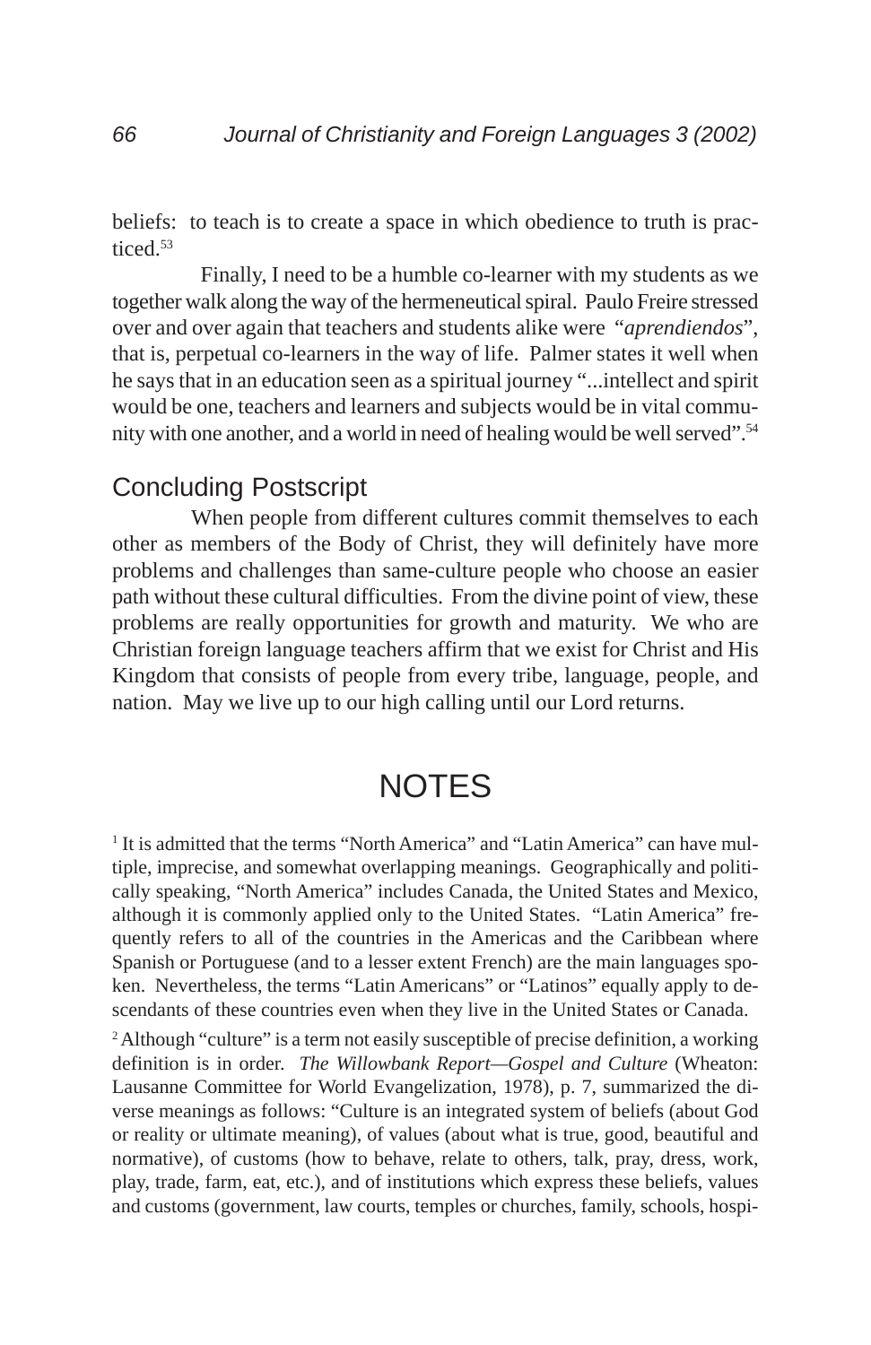beliefs: to teach is to create a space in which obedience to truth is practiced.[53]

Finally, I need to be a humble co-learner with my students as we together walk along the way of the hermeneutical spiral. Paulo Freire stressed over and over again that teachers and students alike were "*aprendiendos*", that is, perpetual co-learners in the way of life. Palmer states it well when he says that in an education seen as a spiritual journey "...intellect and spirit would be one, teachers and learners and subjects would be in vital community with one another, and a world in need of healing would be well served".[54]

## Concluding Postscript

When people from different cultures commit themselves to each other as members of the Body of Christ, they will definitely have more problems and challenges than same-culture people who choose an easier path without these cultural difficulties. From the divine point of view, these problems are really opportunities for growth and maturity. We who are Christian foreign language teachers affirm that we exist for Christ and His Kingdom that consists of people from every tribe, language, people, and nation. May we live up to our high calling until our Lord returns.

# NOTES

[1] It is admitted that the terms "North America" and "Latin America" can have multiple, imprecise, and somewhat overlapping meanings. Geographically and politically speaking, "North America" includes Canada, the United States and Mexico, although it is commonly applied only to the United States. "Latin America" frequently refers to all of the countries in the Americas and the Caribbean where Spanish or Portuguese (and to a lesser extent French) are the main languages spoken. Nevertheless, the terms "Latin Americans" or "Latinos" equally apply to descendants of these countries even when they live in the United States or Canada.

[2] Although "culture" is a term not easily susceptible of precise definition, a working definition is in order. *The Willowbank Report—Gospel and Culture* (Wheaton: Lausanne Committee for World Evangelization, 1978), p. 7, summarized the diverse meanings as follows: "Culture is an integrated system of beliefs (about God or reality or ultimate meaning), of values (about what is true, good, beautiful and normative), of customs (how to behave, relate to others, talk, pray, dress, work, play, trade, farm, eat, etc.), and of institutions which express these beliefs, values and customs (government, law courts, temples or churches, family, schools, hospi-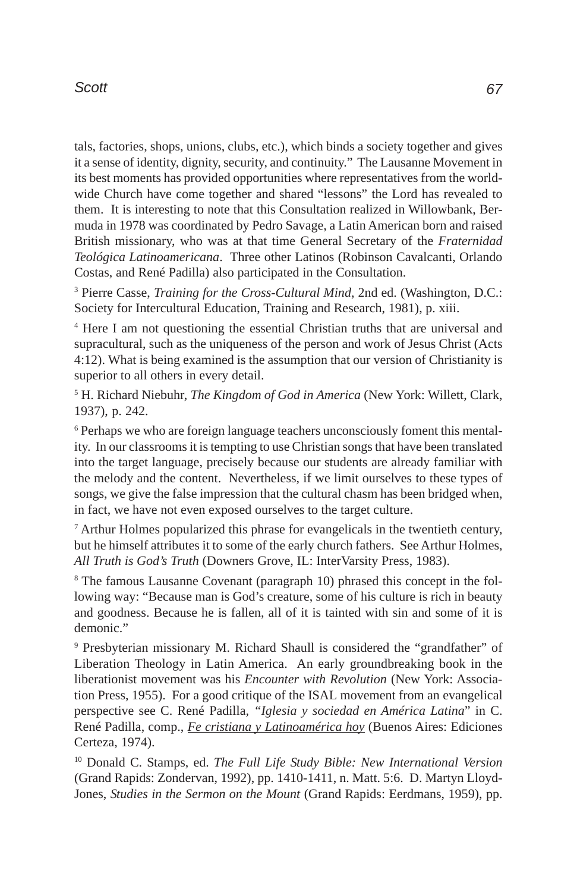tals, factories, shops, unions, clubs, etc.), which binds a society together and gives it a sense of identity, dignity, security, and continuity." The Lausanne Movement in its best moments has provided opportunities where representatives from the worldwide Church have come together and shared "lessons" the Lord has revealed to them. It is interesting to note that this Consultation realized in Willowbank, Bermuda in 1978 was coordinated by Pedro Savage, a Latin American born and raised British missionary, who was at that time General Secretary of the *Fraternidad Teológica Latinoamericana*. Three other Latinos (Robinson Cavalcanti, Orlando Costas, and René Padilla) also participated in the Consultation.

[3] Pierre Casse, *Training for the Cross-Cultural Mind*, 2nd ed. (Washington, D.C.: Society for Intercultural Education, Training and Research, 1981), p. xiii.

[4] Here I am not questioning the essential Christian truths that are universal and supracultural, such as the uniqueness of the person and work of Jesus Christ (Acts 4:12). What is being examined is the assumption that our version of Christianity is superior to all others in every detail.

[5] H. Richard Niebuhr, *The Kingdom of God in America* (New York: Willett, Clark, 1937), p. 242.

[6] Perhaps we who are foreign language teachers unconsciously foment this mentality. In our classrooms it is tempting to use Christian songs that have been translated into the target language, precisely because our students are already familiar with the melody and the content. Nevertheless, if we limit ourselves to these types of songs, we give the false impression that the cultural chasm has been bridged when, in fact, we have not even exposed ourselves to the target culture.

[7] Arthur Holmes popularized this phrase for evangelicals in the twentieth century, but he himself attributes it to some of the early church fathers. See Arthur Holmes, *All Truth is God's Truth* (Downers Grove, IL: InterVarsity Press, 1983).

[8] The famous Lausanne Covenant (paragraph 10) phrased this concept in the following way: "Because man is God's creature, some of his culture is rich in beauty and goodness. Because he is fallen, all of it is tainted with sin and some of it is demonic."

[9] Presbyterian missionary M. Richard Shaull is considered the "grandfather" of Liberation Theology in Latin America. An early groundbreaking book in the liberationist movement was his *Encounter with Revolution* (New York: Association Press, 1955). For a good critique of the ISAL movement from an evangelical perspective see C. René Padilla, "*Iglesia y sociedad en América Latina*" in C. René Padilla, comp., <u>*Fe cristiana y Latinoamérica hoy*</u> (Buenos Aires: Ediciones Certeza, 1974).

[10] Donald C. Stamps, ed. *The Full Life Study Bible: New International Version* (Grand Rapids: Zondervan, 1992), pp. 1410-1411, n. Matt. 5:6. D. Martyn Lloyd-Jones, *Studies in the Sermon on the Mount* (Grand Rapids: Eerdmans, 1959), pp.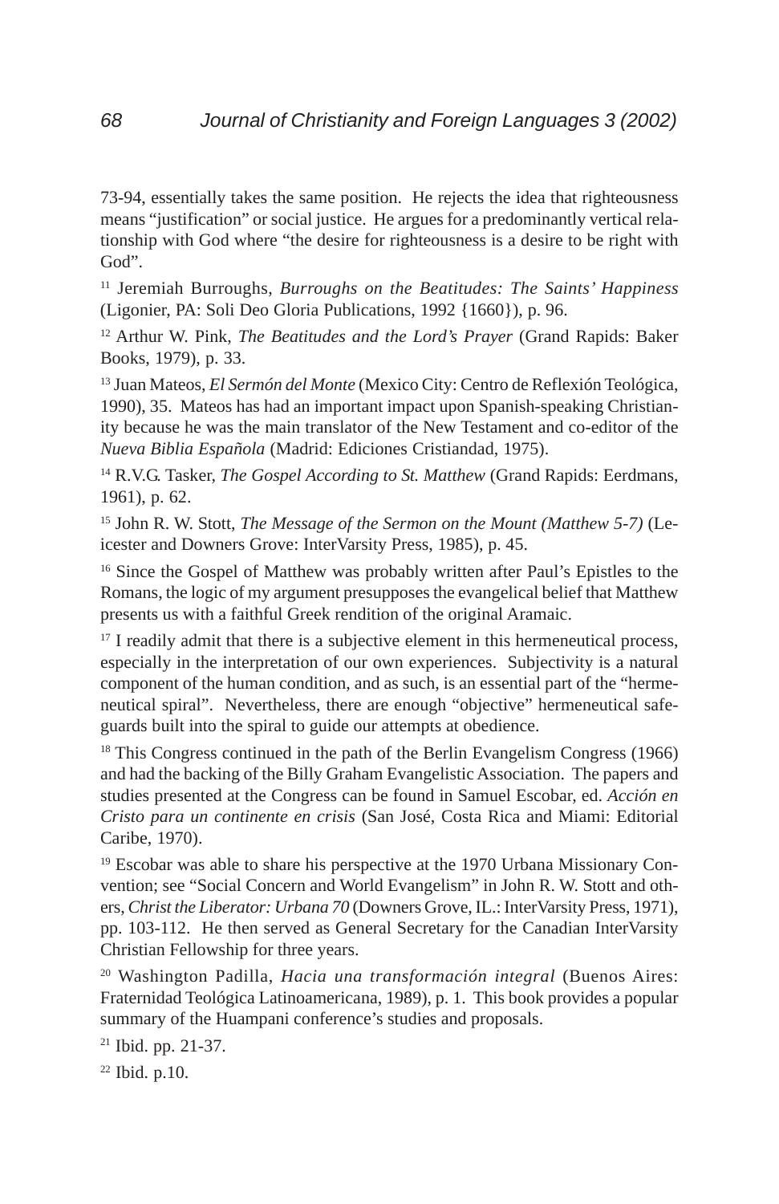73-94, essentially takes the same position. He rejects the idea that righteousness means "justification" or social justice. He argues for a predominantly vertical relationship with God where "the desire for righteousness is a desire to be right with God".

[11] Jeremiah Burroughs, *Burroughs on the Beatitudes: The Saints' Happiness* (Ligonier, PA: Soli Deo Gloria Publications, 1992 {1660}), p. 96.

[12] Arthur W. Pink, *The Beatitudes and the Lord's Prayer* (Grand Rapids: Baker Books, 1979), p. 33.

[13] Juan Mateos, *El Sermón del Monte* (Mexico City: Centro de Reflexión Teológica, 1990), 35. Mateos has had an important impact upon Spanish-speaking Christianity because he was the main translator of the New Testament and co-editor of the *Nueva Biblia Española* (Madrid: Ediciones Cristiandad, 1975).

[14] R.V.G. Tasker, *The Gospel According to St. Matthew* (Grand Rapids: Eerdmans, 1961), p. 62.

[15] John R. W. Stott, *The Message of the Sermon on the Mount (Matthew 5-7)* (Leicester and Downers Grove: InterVarsity Press, 1985), p. 45.

[16] Since the Gospel of Matthew was probably written after Paul's Epistles to the Romans, the logic of my argument presupposes the evangelical belief that Matthew presents us with a faithful Greek rendition of the original Aramaic.

[17] I readily admit that there is a subjective element in this hermeneutical process, especially in the interpretation of our own experiences. Subjectivity is a natural component of the human condition, and as such, is an essential part of the "hermeneutical spiral". Nevertheless, there are enough "objective" hermeneutical safeguards built into the spiral to guide our attempts at obedience.

[18] This Congress continued in the path of the Berlin Evangelism Congress (1966) and had the backing of the Billy Graham Evangelistic Association. The papers and studies presented at the Congress can be found in Samuel Escobar, ed. *Acción en Cristo para un continente en crisis* (San José, Costa Rica and Miami: Editorial Caribe, 1970).

[19] Escobar was able to share his perspective at the 1970 Urbana Missionary Convention; see "Social Concern and World Evangelism" in John R. W. Stott and others, *Christ the Liberator: Urbana 70* (Downers Grove, IL.: InterVarsity Press, 1971), pp. 103-112. He then served as General Secretary for the Canadian InterVarsity Christian Fellowship for three years.

[20] Washington Padilla, *Hacia una transformación integral* (Buenos Aires: Fraternidad Teológica Latinoamericana, 1989), p. 1. This book provides a popular summary of the Huampani conference's studies and proposals.

[21] Ibid. pp. 21-37.

[22] Ibid. p.10.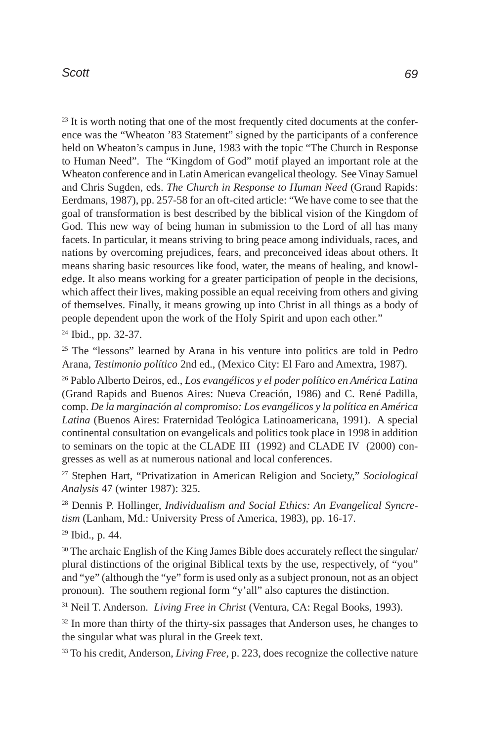[23] It is worth noting that one of the most frequently cited documents at the conference was the "Wheaton '83 Statement" signed by the participants of a conference held on Wheaton's campus in June, 1983 with the topic "The Church in Response to Human Need". The "Kingdom of God" motif played an important role at the Wheaton conference and in Latin American evangelical theology. See Vinay Samuel and Chris Sugden, eds. *The Church in Response to Human Need* (Grand Rapids: Eerdmans, 1987), pp. 257-58 for an oft-cited article: "We have come to see that the goal of transformation is best described by the biblical vision of the Kingdom of God. This new way of being human in submission to the Lord of all has many facets. In particular, it means striving to bring peace among individuals, races, and nations by overcoming prejudices, fears, and preconceived ideas about others. It means sharing basic resources like food, water, the means of healing, and knowledge. It also means working for a greater participation of people in the decisions, which affect their lives, making possible an equal receiving from others and giving of themselves. Finally, it means growing up into Christ in all things as a body of people dependent upon the work of the Holy Spirit and upon each other."

[24] Ibid., pp. 32-37.

[25] The "lessons" learned by Arana in his venture into politics are told in Pedro Arana, *Testimonio político* 2nd ed., (Mexico City: El Faro and Amextra, 1987).

[26] Pablo Alberto Deiros, ed., *Los evangélicos y el poder político en América Latina* (Grand Rapids and Buenos Aires: Nueva Creación, 1986) and C. René Padilla, comp. *De la marginación al compromiso: Los evangélicos y la política en América Latina* (Buenos Aires: Fraternidad Teológica Latinoamericana, 1991). A special continental consultation on evangelicals and politics took place in 1998 in addition to seminars on the topic at the CLADE III (1992) and CLADE IV (2000) congresses as well as at numerous national and local conferences.

[27] Stephen Hart, "Privatization in American Religion and Society," *Sociological Analysis* 47 (winter 1987): 325.

[28] Dennis P. Hollinger, *Individualism and Social Ethics: An Evangelical Syncretism* (Lanham, Md.: University Press of America, 1983), pp. 16-17.

[29] Ibid., p. 44.

[30] The archaic English of the King James Bible does accurately reflect the singular/plural distinctions of the original Biblical texts by the use, respectively, of "you" and "ye" (although the "ye" form is used only as a subject pronoun, not as an object pronoun). The southern regional form "y'all" also captures the distinction.

[31] Neil T. Anderson. *Living Free in Christ* (Ventura, CA: Regal Books, 1993).

[32] In more than thirty of the thirty-six passages that Anderson uses, he changes to the singular what was plural in the Greek text.

[33] To his credit, Anderson, *Living Free*, p. 223, does recognize the collective nature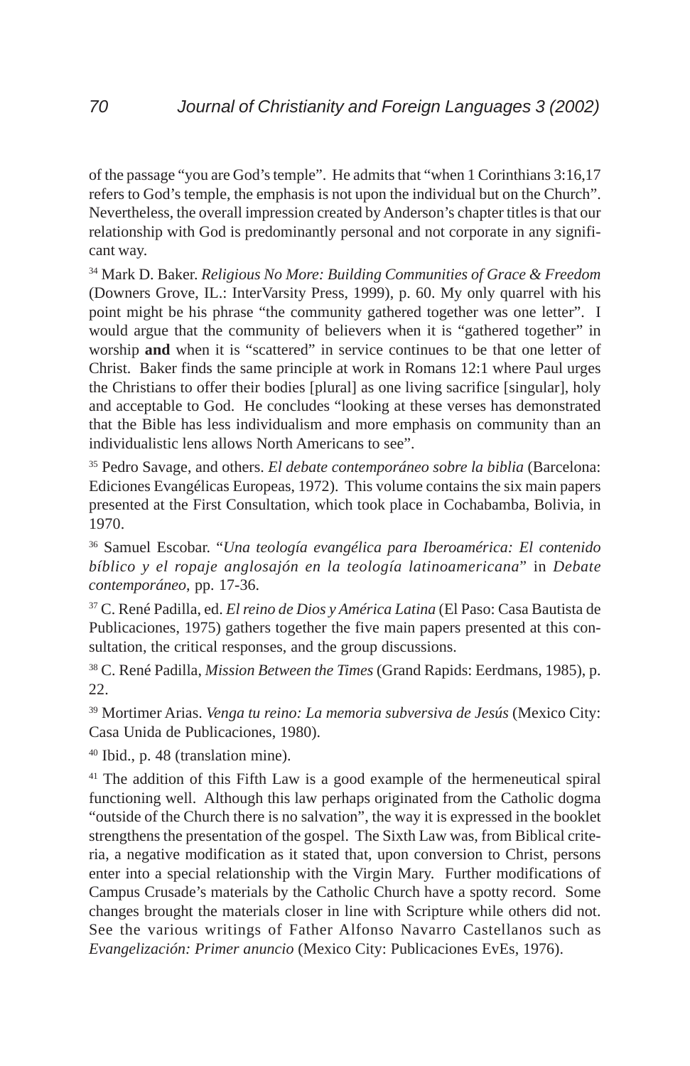of the passage "you are God's temple". He admits that "when 1 Corinthians 3:16,17 refers to God's temple, the emphasis is not upon the individual but on the Church". Nevertheless, the overall impression created by Anderson's chapter titles is that our relationship with God is predominantly personal and not corporate in any significant way.

[34] Mark D. Baker. *Religious No More: Building Communities of Grace & Freedom* (Downers Grove, IL.: InterVarsity Press, 1999), p. 60. My only quarrel with his point might be his phrase "the community gathered together was one letter". I would argue that the community of believers when it is "gathered together" in worship **and** when it is "scattered" in service continues to be that one letter of Christ. Baker finds the same principle at work in Romans 12:1 where Paul urges the Christians to offer their bodies [plural] as one living sacrifice [singular], holy and acceptable to God. He concludes "looking at these verses has demonstrated that the Bible has less individualism and more emphasis on community than an individualistic lens allows North Americans to see".

[35] Pedro Savage, and others. *El debate contemporáneo sobre la biblia* (Barcelona: Ediciones Evangélicas Europeas, 1972). This volume contains the six main papers presented at the First Consultation, which took place in Cochabamba, Bolivia, in 1970.

[36] Samuel Escobar. "*Una teología evangélica para Iberoamérica: El contenido bíblico y el ropaje anglosajón en la teología latinoamericana*" in *Debate contemporáneo*, pp. 17-36.

[37] C. René Padilla, ed. *El reino de Dios y América Latina* (El Paso: Casa Bautista de Publicaciones, 1975) gathers together the five main papers presented at this consultation, the critical responses, and the group discussions.

[38] C. René Padilla, *Mission Between the Times* (Grand Rapids: Eerdmans, 1985), p. 22.

[39] Mortimer Arias. *Venga tu reino: La memoria subversiva de Jesús* (Mexico City: Casa Unida de Publicaciones, 1980).

[40] Ibid., p. 48 (translation mine).

[41] The addition of this Fifth Law is a good example of the hermeneutical spiral functioning well. Although this law perhaps originated from the Catholic dogma "outside of the Church there is no salvation", the way it is expressed in the booklet strengthens the presentation of the gospel. The Sixth Law was, from Biblical criteria, a negative modification as it stated that, upon conversion to Christ, persons enter into a special relationship with the Virgin Mary. Further modifications of Campus Crusade's materials by the Catholic Church have a spotty record. Some changes brought the materials closer in line with Scripture while others did not. See the various writings of Father Alfonso Navarro Castellanos such as *Evangelización: Primer anuncio* (Mexico City: Publicaciones EvEs, 1976).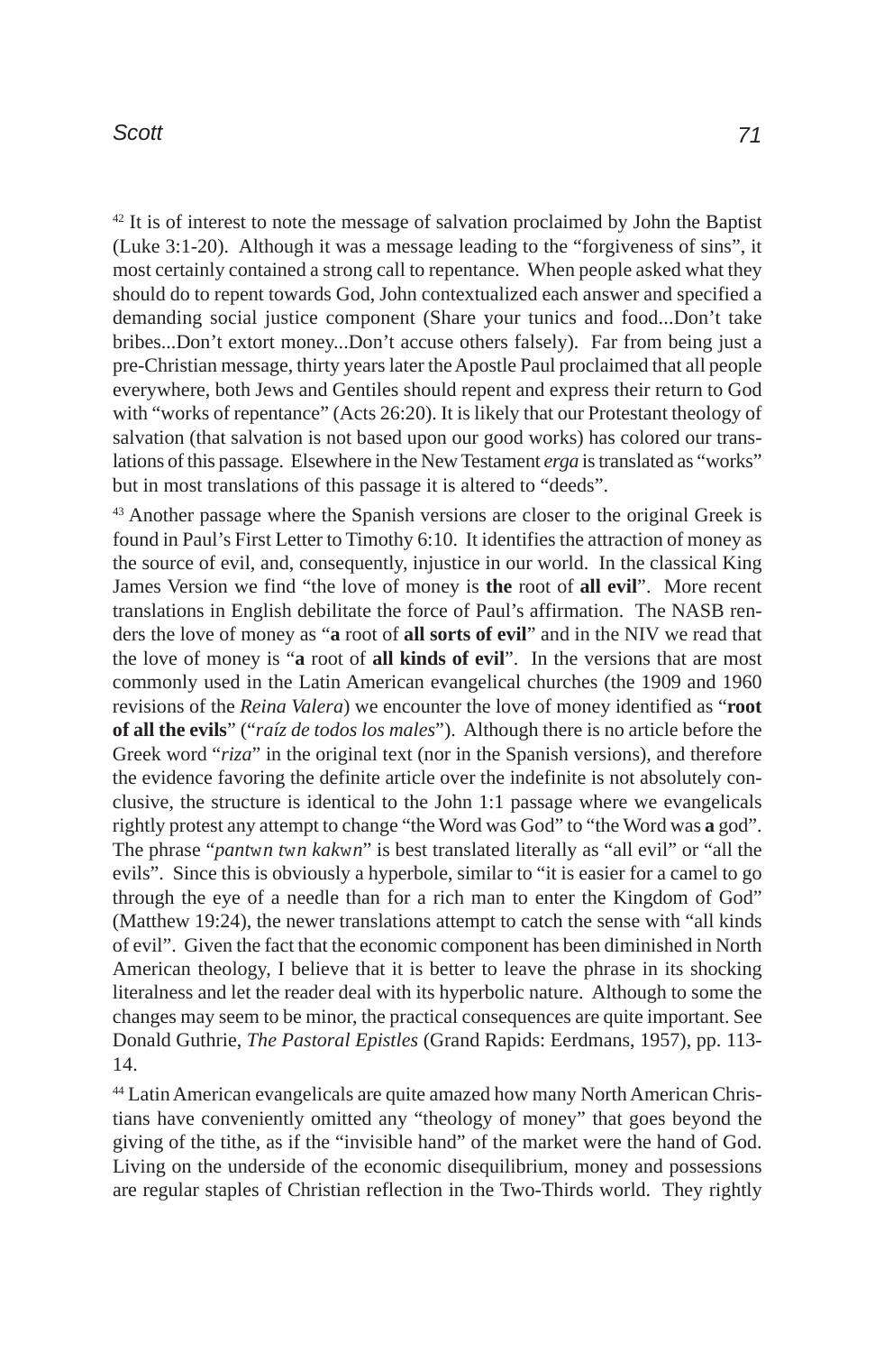[42] It is of interest to note the message of salvation proclaimed by John the Baptist (Luke 3:1-20). Although it was a message leading to the "forgiveness of sins", it most certainly contained a strong call to repentance. When people asked what they should do to repent towards God, John contextualized each answer and specified a demanding social justice component (Share your tunics and food...Don't take bribes...Don't extort money...Don't accuse others falsely). Far from being just a pre-Christian message, thirty years later the Apostle Paul proclaimed that all people everywhere, both Jews and Gentiles should repent and express their return to God with "works of repentance" (Acts 26:20). It is likely that our Protestant theology of salvation (that salvation is not based upon our good works) has colored our translations of this passage. Elsewhere in the New Testament *erga* is translated as "works" but in most translations of this passage it is altered to "deeds".

[43] Another passage where the Spanish versions are closer to the original Greek is found in Paul's First Letter to Timothy 6:10. It identifies the attraction of money as the source of evil, and, consequently, injustice in our world. In the classical King James Version we find "the love of money is **the** root of **all evil**". More recent translations in English debilitate the force of Paul's affirmation. The NASB renders the love of money as "**a** root of **all sorts of evil**" and in the NIV we read that the love of money is "**a** root of **all kinds of evil**". In the versions that are most commonly used in the Latin American evangelical churches (the 1909 and 1960 revisions of the *Reina Valera*) we encounter the love of money identified as "**root of all the evils**" ("*raíz de todos los males*"). Although there is no article before the Greek word "*riza*" in the original text (nor in the Spanish versions), and therefore the evidence favoring the definite article over the indefinite is not absolutely conclusive, the structure is identical to the John 1:1 passage where we evangelicals rightly protest any attempt to change "the Word was God" to "the Word was **a** god". The phrase "*pantwn twn kakwn*" is best translated literally as "all evil" or "all the evils". Since this is obviously a hyperbole, similar to "it is easier for a camel to go through the eye of a needle than for a rich man to enter the Kingdom of God" (Matthew 19:24), the newer translations attempt to catch the sense with "all kinds of evil". Given the fact that the economic component has been diminished in North American theology, I believe that it is better to leave the phrase in its shocking literalness and let the reader deal with its hyperbolic nature. Although to some the changes may seem to be minor, the practical consequences are quite important. See Donald Guthrie, *The Pastoral Epistles* (Grand Rapids: Eerdmans, 1957), pp. 113-14.

[44] Latin American evangelicals are quite amazed how many North American Christians have conveniently omitted any "theology of money" that goes beyond the giving of the tithe, as if the "invisible hand" of the market were the hand of God. Living on the underside of the economic disequilibrium, money and possessions are regular staples of Christian reflection in the Two-Thirds world. They rightly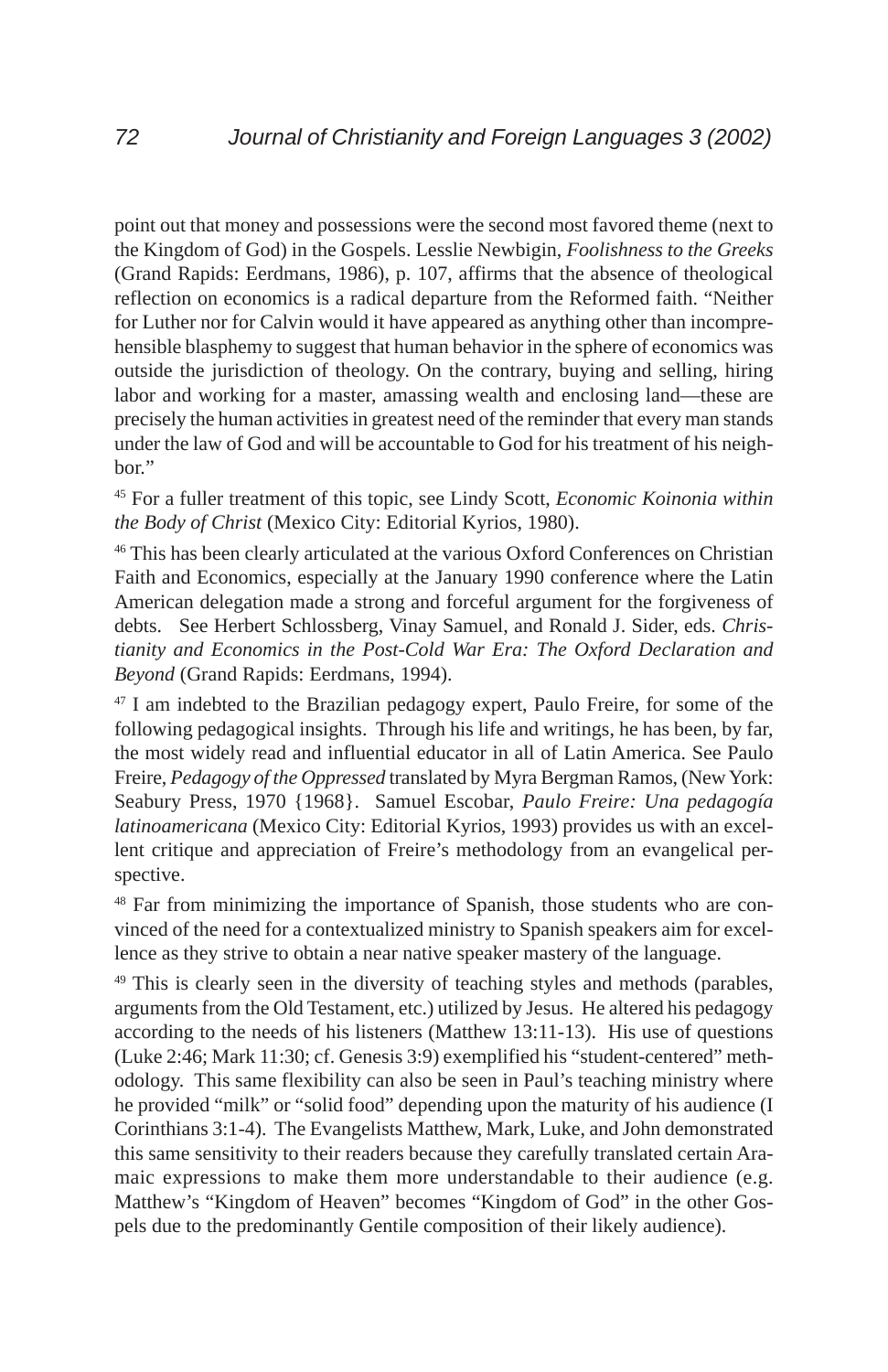point out that money and possessions were the second most favored theme (next to the Kingdom of God) in the Gospels. Lesslie Newbigin, *Foolishness to the Greeks* (Grand Rapids: Eerdmans, 1986), p. 107, affirms that the absence of theological reflection on economics is a radical departure from the Reformed faith. "Neither for Luther nor for Calvin would it have appeared as anything other than incomprehensible blasphemy to suggest that human behavior in the sphere of economics was outside the jurisdiction of theology. On the contrary, buying and selling, hiring labor and working for a master, amassing wealth and enclosing land—these are precisely the human activities in greatest need of the reminder that every man stands under the law of God and will be accountable to God for his treatment of his neighbor."

[45] For a fuller treatment of this topic, see Lindy Scott, *Economic Koinonia within the Body of Christ* (Mexico City: Editorial Kyrios, 1980).

[46] This has been clearly articulated at the various Oxford Conferences on Christian Faith and Economics, especially at the January 1990 conference where the Latin American delegation made a strong and forceful argument for the forgiveness of debts. See Herbert Schlossberg, Vinay Samuel, and Ronald J. Sider, eds. *Christianity and Economics in the Post-Cold War Era: The Oxford Declaration and Beyond* (Grand Rapids: Eerdmans, 1994).

[47] I am indebted to the Brazilian pedagogy expert, Paulo Freire, for some of the following pedagogical insights. Through his life and writings, he has been, by far, the most widely read and influential educator in all of Latin America. See Paulo Freire, *Pedagogy of the Oppressed* translated by Myra Bergman Ramos, (New York: Seabury Press, 1970 {1968}. Samuel Escobar, *Paulo Freire: Una pedagogía latinoamericana* (Mexico City: Editorial Kyrios, 1993) provides us with an excellent critique and appreciation of Freire's methodology from an evangelical perspective.

[48] Far from minimizing the importance of Spanish, those students who are convinced of the need for a contextualized ministry to Spanish speakers aim for excellence as they strive to obtain a near native speaker mastery of the language.

[49] This is clearly seen in the diversity of teaching styles and methods (parables, arguments from the Old Testament, etc.) utilized by Jesus. He altered his pedagogy according to the needs of his listeners (Matthew 13:11-13). His use of questions (Luke 2:46; Mark 11:30; cf. Genesis 3:9) exemplified his "student-centered" methodology. This same flexibility can also be seen in Paul's teaching ministry where he provided "milk" or "solid food" depending upon the maturity of his audience (I Corinthians 3:1-4). The Evangelists Matthew, Mark, Luke, and John demonstrated this same sensitivity to their readers because they carefully translated certain Aramaic expressions to make them more understandable to their audience (e.g. Matthew's "Kingdom of Heaven" becomes "Kingdom of God" in the other Gospels due to the predominantly Gentile composition of their likely audience).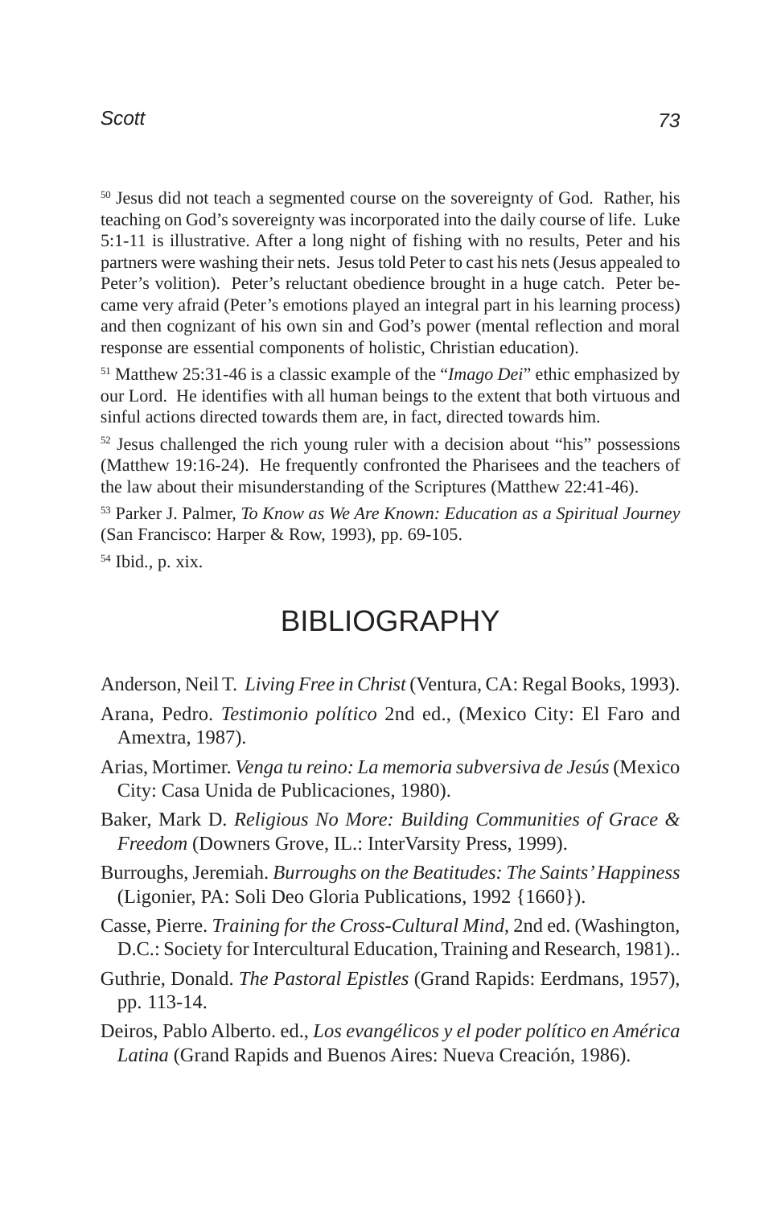[50] Jesus did not teach a segmented course on the sovereignty of God. Rather, his teaching on God's sovereignty was incorporated into the daily course of life. Luke 5:1-11 is illustrative. After a long night of fishing with no results, Peter and his partners were washing their nets. Jesus told Peter to cast his nets (Jesus appealed to Peter's volition). Peter's reluctant obedience brought in a huge catch. Peter became very afraid (Peter's emotions played an integral part in his learning process) and then cognizant of his own sin and God's power (mental reflection and moral response are essential components of holistic, Christian education).

[51] Matthew 25:31-46 is a classic example of the "*Imago Dei*" ethic emphasized by our Lord. He identifies with all human beings to the extent that both virtuous and sinful actions directed towards them are, in fact, directed towards him.

[52] Jesus challenged the rich young ruler with a decision about "his" possessions (Matthew 19:16-24). He frequently confronted the Pharisees and the teachers of the law about their misunderstanding of the Scriptures (Matthew 22:41-46).

[53] Parker J. Palmer, *To Know as We Are Known: Education as a Spiritual Journey* (San Francisco: Harper & Row, 1993), pp. 69-105.

[54] Ibid., p. xix.

# BIBLIOGRAPHY

Anderson, Neil T. *Living Free in Christ* (Ventura, CA: Regal Books, 1993).

Arana, Pedro. *Testimonio político* 2nd ed., (Mexico City: El Faro and Amextra, 1987).

Arias, Mortimer. *Venga tu reino: La memoria subversiva de Jesús* (Mexico City: Casa Unida de Publicaciones, 1980).

Baker, Mark D. *Religious No More: Building Communities of Grace & Freedom* (Downers Grove, IL.: InterVarsity Press, 1999).

Burroughs, Jeremiah. *Burroughs on the Beatitudes: The Saints' Happiness* (Ligonier, PA: Soli Deo Gloria Publications, 1992 {1660}).

Casse, Pierre. *Training for the Cross-Cultural Mind*, 2nd ed. (Washington, D.C.: Society for Intercultural Education, Training and Research, 1981)..

Guthrie, Donald. *The Pastoral Epistles* (Grand Rapids: Eerdmans, 1957), pp. 113-14.

Deiros, Pablo Alberto. ed., *Los evangélicos y el poder político en América Latina* (Grand Rapids and Buenos Aires: Nueva Creación, 1986).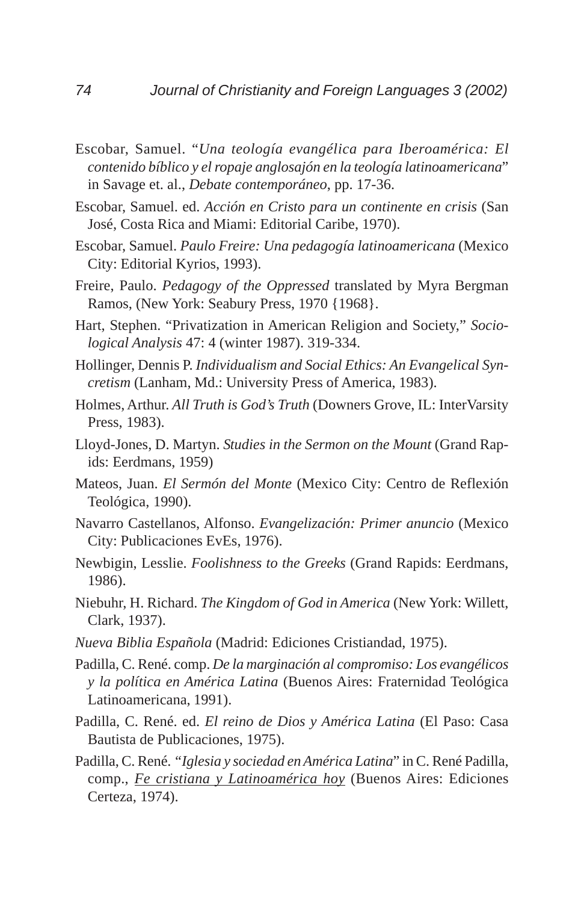Escobar, Samuel. "*Una teología evangélica para Iberoamérica: El contenido bíblico y el ropaje anglosajón en la teología latinoamericana*" in Savage et. al., *Debate contemporáneo*, pp. 17-36.

Escobar, Samuel. ed. *Acción en Cristo para un continente en crisis* (San José, Costa Rica and Miami: Editorial Caribe, 1970).

Escobar, Samuel. *Paulo Freire: Una pedagogía latinoamericana* (Mexico City: Editorial Kyrios, 1993).

Freire, Paulo. *Pedagogy of the Oppressed* translated by Myra Bergman Ramos, (New York: Seabury Press, 1970 {1968}.

Hart, Stephen. "Privatization in American Religion and Society," *Sociological Analysis* 47: 4 (winter 1987). 319-334.

Hollinger, Dennis P. *Individualism and Social Ethics: An Evangelical Syncretism* (Lanham, Md.: University Press of America, 1983).

Holmes, Arthur. *All Truth is God's Truth* (Downers Grove, IL: InterVarsity Press, 1983).

Lloyd-Jones, D. Martyn. *Studies in the Sermon on the Mount* (Grand Rapids: Eerdmans, 1959)

Mateos, Juan. *El Sermón del Monte* (Mexico City: Centro de Reflexión Teológica, 1990).

Navarro Castellanos, Alfonso. *Evangelización: Primer anuncio* (Mexico City: Publicaciones EvEs, 1976).

Newbigin, Lesslie. *Foolishness to the Greeks* (Grand Rapids: Eerdmans, 1986).

Niebuhr, H. Richard. *The Kingdom of God in America* (New York: Willett, Clark, 1937).

*Nueva Biblia Española* (Madrid: Ediciones Cristiandad, 1975).

Padilla, C. René. comp. *De la marginación al compromiso: Los evangélicos y la política en América Latina* (Buenos Aires: Fraternidad Teológica Latinoamericana, 1991).

Padilla, C. René. ed. *El reino de Dios y América Latina* (El Paso: Casa Bautista de Publicaciones, 1975).

Padilla, C. René. "*Iglesia y sociedad en América Latina*" in C. René Padilla, comp., <u>*Fe cristiana y Latinoamérica hoy*</u> (Buenos Aires: Ediciones Certeza, 1974).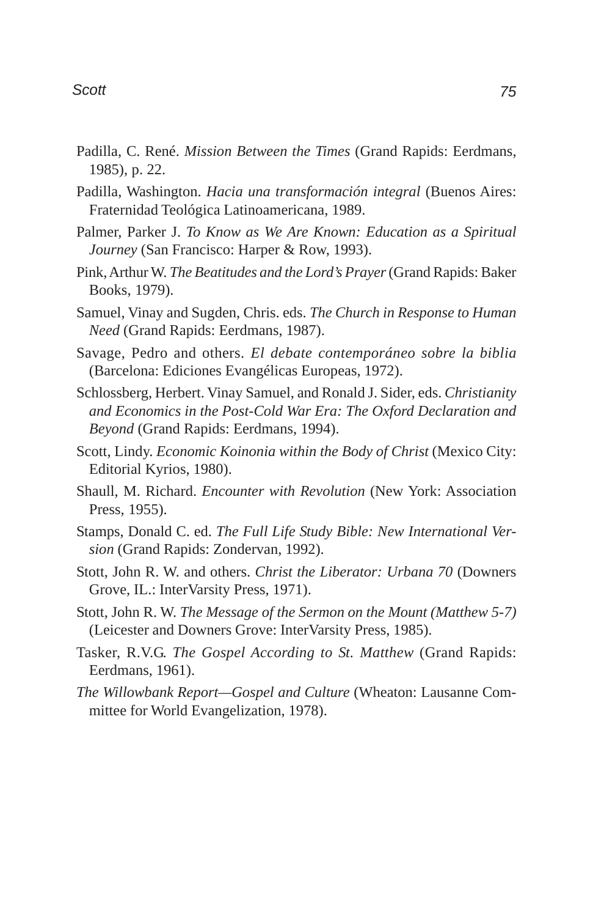Padilla, C. René. *Mission Between the Times* (Grand Rapids: Eerdmans, 1985), p. 22.

Padilla, Washington. *Hacia una transformación integral* (Buenos Aires: Fraternidad Teológica Latinoamericana, 1989.

Palmer, Parker J. *To Know as We Are Known: Education as a Spiritual Journey* (San Francisco: Harper & Row, 1993).

Pink, Arthur W. *The Beatitudes and the Lord's Prayer* (Grand Rapids: Baker Books, 1979).

Samuel, Vinay and Sugden, Chris. eds. *The Church in Response to Human Need* (Grand Rapids: Eerdmans, 1987).

Savage, Pedro and others. *El debate contemporáneo sobre la biblia* (Barcelona: Ediciones Evangélicas Europeas, 1972).

Schlossberg, Herbert. Vinay Samuel, and Ronald J. Sider, eds. *Christianity and Economics in the Post-Cold War Era: The Oxford Declaration and Beyond* (Grand Rapids: Eerdmans, 1994).

Scott, Lindy. *Economic Koinonia within the Body of Christ* (Mexico City: Editorial Kyrios, 1980).

Shaull, M. Richard. *Encounter with Revolution* (New York: Association Press, 1955).

Stamps, Donald C. ed. *The Full Life Study Bible: New International Version* (Grand Rapids: Zondervan, 1992).

Stott, John R. W. and others. *Christ the Liberator: Urbana 70* (Downers Grove, IL.: InterVarsity Press, 1971).

Stott, John R. W. *The Message of the Sermon on the Mount (Matthew 5-7)* (Leicester and Downers Grove: InterVarsity Press, 1985).

Tasker, R.V.G. *The Gospel According to St. Matthew* (Grand Rapids: Eerdmans, 1961).

*The Willowbank Report—Gospel and Culture* (Wheaton: Lausanne Committee for World Evangelization, 1978).